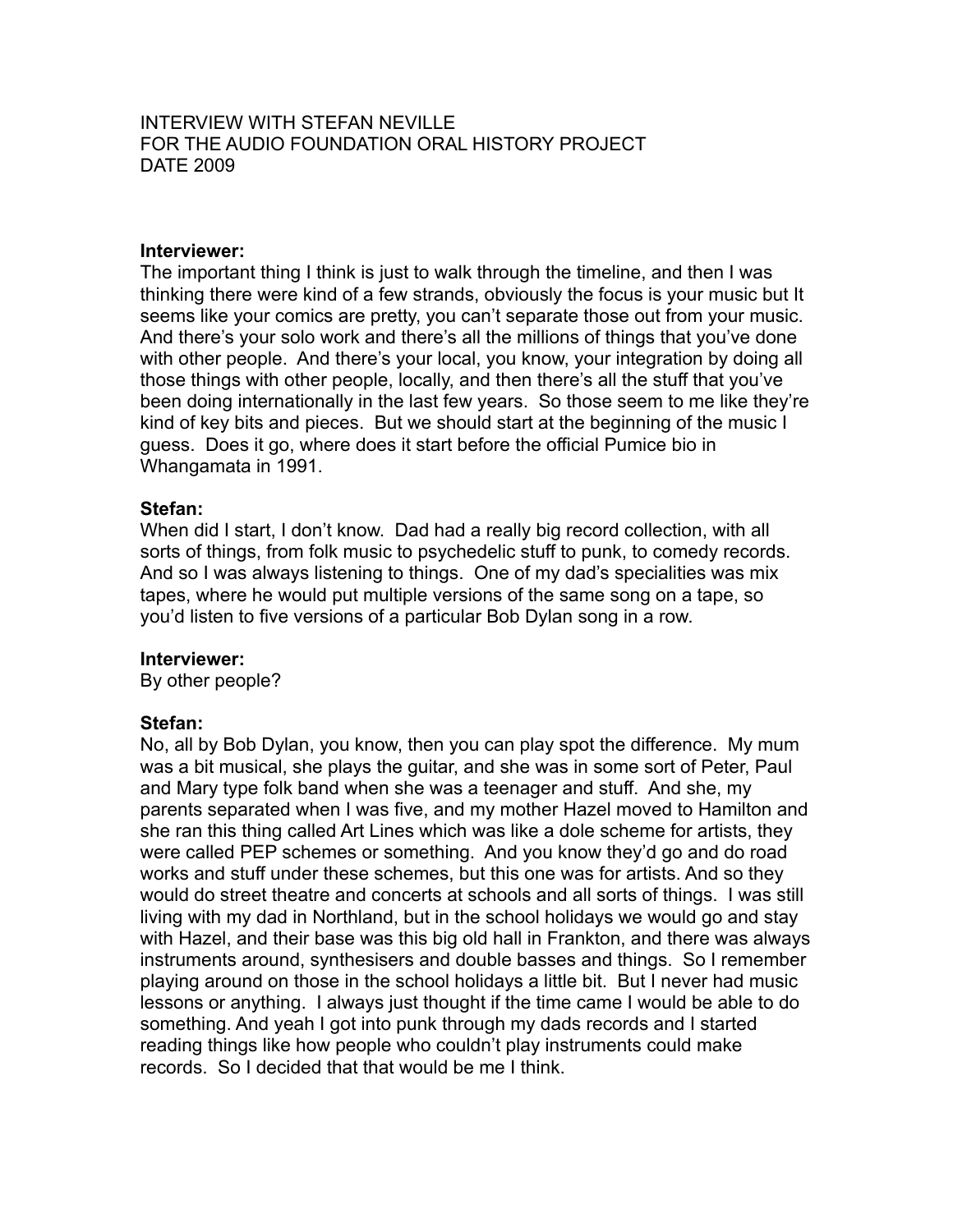INTERVIEW WITH STEFAN NEVILLE
FOR THE AUDIO FOUNDATION ORAL HISTORY PROJECT
DATE 2009

**Interviewer:**
The important thing I think is just to walk through the timeline, and then I was thinking there were kind of a few strands, obviously the focus is your music but It seems like your comics are pretty, you can't separate those out from your music. And there's your solo work and there's all the millions of things that you've done with other people. And there's your local, you know, your integration by doing all those things with other people, locally, and then there's all the stuff that you've been doing internationally in the last few years. So those seem to me like they're kind of key bits and pieces. But we should start at the beginning of the music I guess. Does it go, where does it start before the official Pumice bio in Whangamata in 1991.

**Stefan:**
When did I start, I don't know. Dad had a really big record collection, with all sorts of things, from folk music to psychedelic stuff to punk, to comedy records. And so I was always listening to things. One of my dad's specialities was mix tapes, where he would put multiple versions of the same song on a tape, so you'd listen to five versions of a particular Bob Dylan song in a row.

**Interviewer:**
By other people?

**Stefan:**
No, all by Bob Dylan, you know, then you can play spot the difference. My mum was a bit musical, she plays the guitar, and she was in some sort of Peter, Paul and Mary type folk band when she was a teenager and stuff. And she, my parents separated when I was five, and my mother Hazel moved to Hamilton and she ran this thing called Art Lines which was like a dole scheme for artists, they were called PEP schemes or something. And you know they'd go and do road works and stuff under these schemes, but this one was for artists. And so they would do street theatre and concerts at schools and all sorts of things. I was still living with my dad in Northland, but in the school holidays we would go and stay with Hazel, and their base was this big old hall in Frankton, and there was always instruments around, synthesisers and double basses and things. So I remember playing around on those in the school holidays a little bit. But I never had music lessons or anything. I always just thought if the time came I would be able to do something. And yeah I got into punk through my dads records and I started reading things like how people who couldn't play instruments could make records. So I decided that that would be me I think.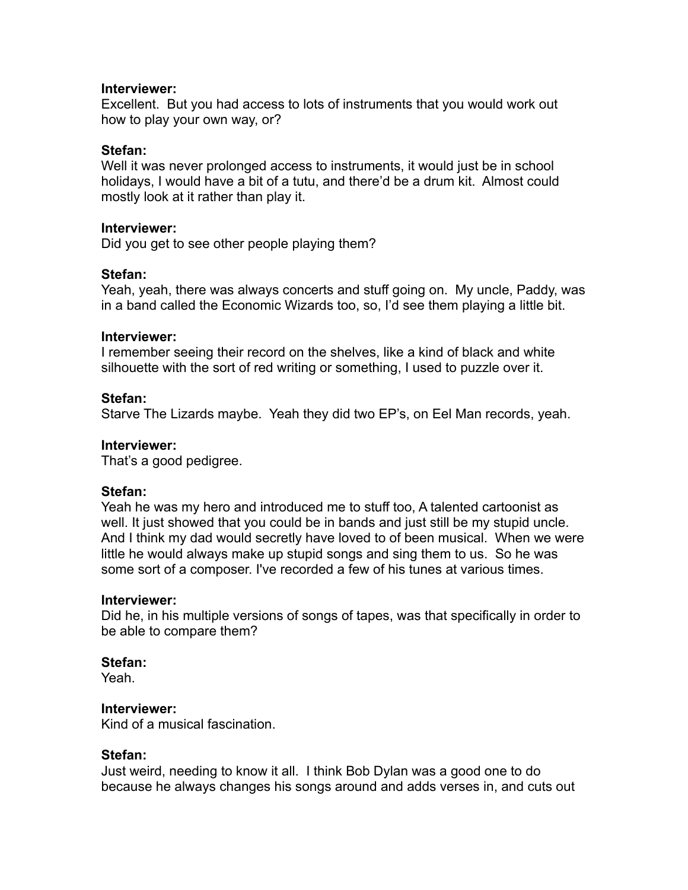**Interviewer:**
Excellent. But you had access to lots of instruments that you would work out how to play your own way, or?

**Stefan:**
Well it was never prolonged access to instruments, it would just be in school holidays, I would have a bit of a tutu, and there'd be a drum kit. Almost could mostly look at it rather than play it.

**Interviewer:**
Did you get to see other people playing them?

**Stefan:**
Yeah, yeah, there was always concerts and stuff going on. My uncle, Paddy, was in a band called the Economic Wizards too, so, I'd see them playing a little bit.

**Interviewer:**
I remember seeing their record on the shelves, like a kind of black and white silhouette with the sort of red writing or something, I used to puzzle over it.

**Stefan:**
Starve The Lizards maybe. Yeah they did two EP's, on Eel Man records, yeah.

**Interviewer:**
That's a good pedigree.

**Stefan:**
Yeah he was my hero and introduced me to stuff too, A talented cartoonist as well. It just showed that you could be in bands and just still be my stupid uncle. And I think my dad would secretly have loved to of been musical. When we were little he would always make up stupid songs and sing them to us. So he was some sort of a composer. I've recorded a few of his tunes at various times.

**Interviewer:**
Did he, in his multiple versions of songs of tapes, was that specifically in order to be able to compare them?

**Stefan:**
Yeah.

**Interviewer:**
Kind of a musical fascination.

**Stefan:**
Just weird, needing to know it all. I think Bob Dylan was a good one to do because he always changes his songs around and adds verses in, and cuts out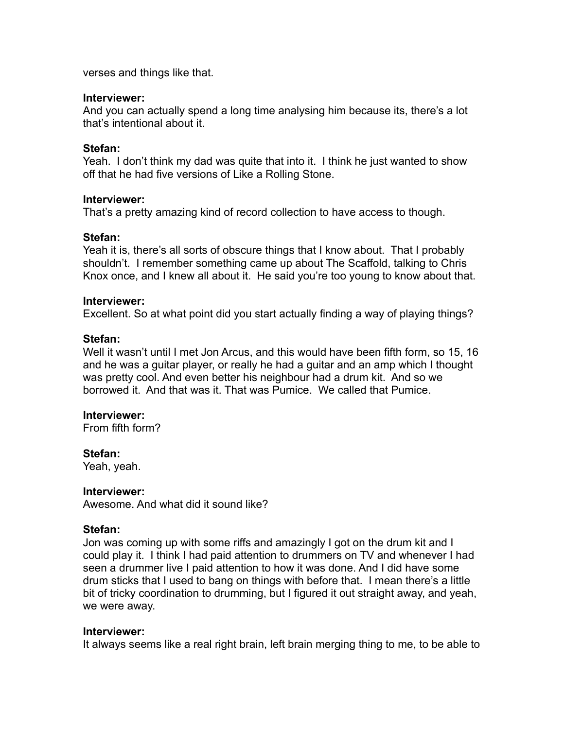verses and things like that.

**Interviewer:**
And you can actually spend a long time analysing him because its, there's a lot that's intentional about it.

**Stefan:**
Yeah. I don't think my dad was quite that into it. I think he just wanted to show off that he had five versions of Like a Rolling Stone.

**Interviewer:**
That's a pretty amazing kind of record collection to have access to though.

**Stefan:**
Yeah it is, there's all sorts of obscure things that I know about. That I probably shouldn't. I remember something came up about The Scaffold, talking to Chris Knox once, and I knew all about it. He said you're too young to know about that.

**Interviewer:**
Excellent. So at what point did you start actually finding a way of playing things?

**Stefan:**
Well it wasn't until I met Jon Arcus, and this would have been fifth form, so 15, 16 and he was a guitar player, or really he had a guitar and an amp which I thought was pretty cool. And even better his neighbour had a drum kit. And so we borrowed it. And that was it. That was Pumice. We called that Pumice.

**Interviewer:**
From fifth form?

**Stefan:**
Yeah, yeah.

**Interviewer:**
Awesome. And what did it sound like?

**Stefan:**
Jon was coming up with some riffs and amazingly I got on the drum kit and I could play it. I think I had paid attention to drummers on TV and whenever I had seen a drummer live I paid attention to how it was done. And I did have some drum sticks that I used to bang on things with before that. I mean there's a little bit of tricky coordination to drumming, but I figured it out straight away, and yeah, we were away.

**Interviewer:**
It always seems like a real right brain, left brain merging thing to me, to be able to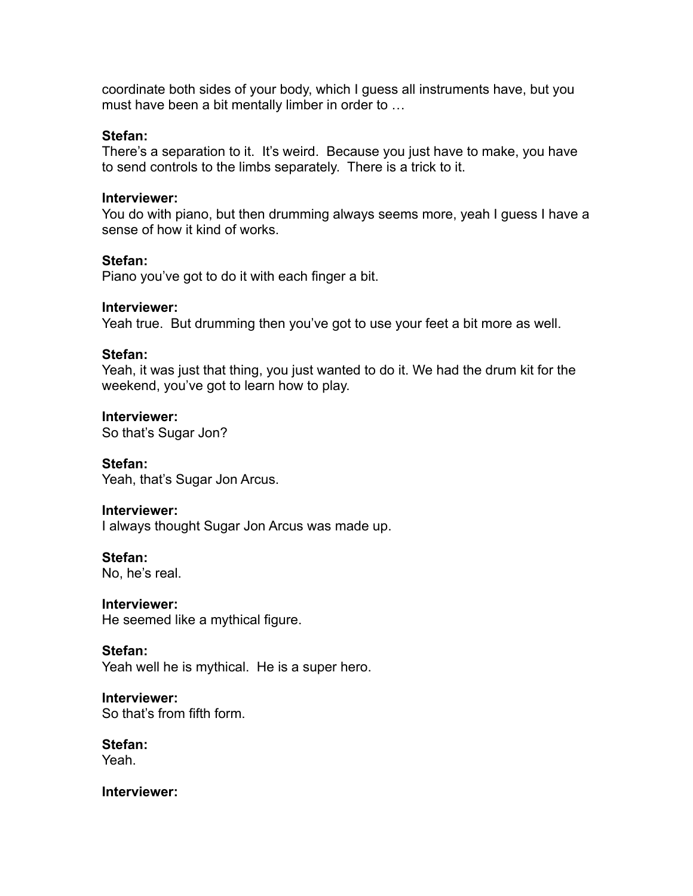coordinate both sides of your body, which I guess all instruments have, but you must have been a bit mentally limber in order to …

**Stefan:**
There's a separation to it. It's weird. Because you just have to make, you have to send controls to the limbs separately. There is a trick to it.

**Interviewer:**
You do with piano, but then drumming always seems more, yeah I guess I have a sense of how it kind of works.

**Stefan:**
Piano you've got to do it with each finger a bit.

**Interviewer:**
Yeah true. But drumming then you've got to use your feet a bit more as well.

**Stefan:**
Yeah, it was just that thing, you just wanted to do it. We had the drum kit for the weekend, you've got to learn how to play.

**Interviewer:**
So that's Sugar Jon?

**Stefan:**
Yeah, that's Sugar Jon Arcus.

**Interviewer:**
I always thought Sugar Jon Arcus was made up.

**Stefan:**
No, he's real.

**Interviewer:**
He seemed like a mythical figure.

**Stefan:**
Yeah well he is mythical. He is a super hero.

**Interviewer:**
So that's from fifth form.

**Stefan:**
Yeah.

**Interviewer:**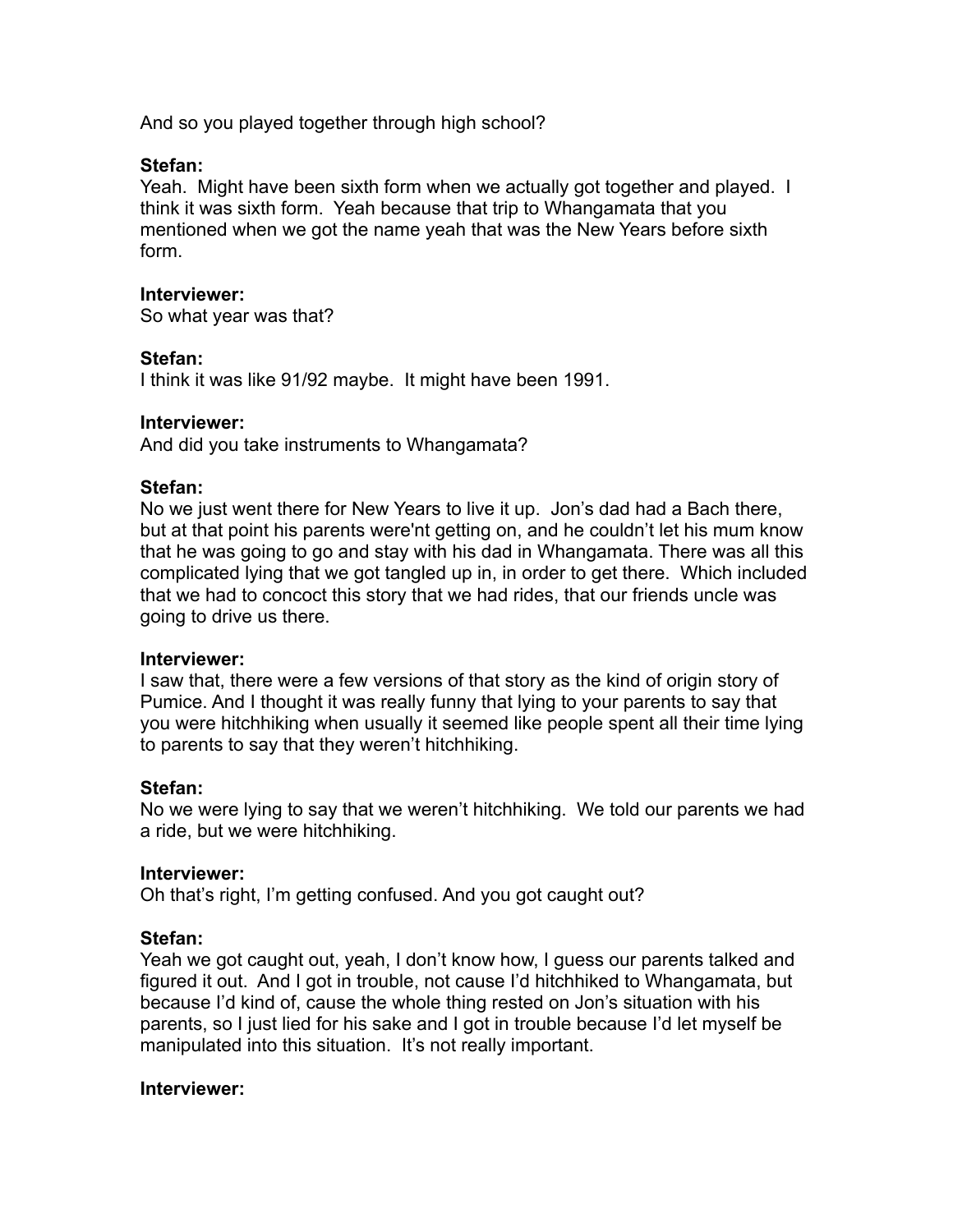And so you played together through high school?

**Stefan:**
Yeah. Might have been sixth form when we actually got together and played. I think it was sixth form. Yeah because that trip to Whangamata that you mentioned when we got the name yeah that was the New Years before sixth form.

**Interviewer:**
So what year was that?

**Stefan:**
I think it was like 91/92 maybe. It might have been 1991.

**Interviewer:**
And did you take instruments to Whangamata?

**Stefan:**
No we just went there for New Years to live it up. Jon's dad had a Bach there, but at that point his parents were'nt getting on, and he couldn't let his mum know that he was going to go and stay with his dad in Whangamata. There was all this complicated lying that we got tangled up in, in order to get there. Which included that we had to concoct this story that we had rides, that our friends uncle was going to drive us there.

**Interviewer:**
I saw that, there were a few versions of that story as the kind of origin story of Pumice. And I thought it was really funny that lying to your parents to say that you were hitchhiking when usually it seemed like people spent all their time lying to parents to say that they weren't hitchhiking.

**Stefan:**
No we were lying to say that we weren't hitchhiking. We told our parents we had a ride, but we were hitchhiking.

**Interviewer:**
Oh that's right, I'm getting confused. And you got caught out?

**Stefan:**
Yeah we got caught out, yeah, I don't know how, I guess our parents talked and figured it out. And I got in trouble, not cause I'd hitchhiked to Whangamata, but because I'd kind of, cause the whole thing rested on Jon's situation with his parents, so I just lied for his sake and I got in trouble because I'd let myself be manipulated into this situation. It's not really important.

**Interviewer:**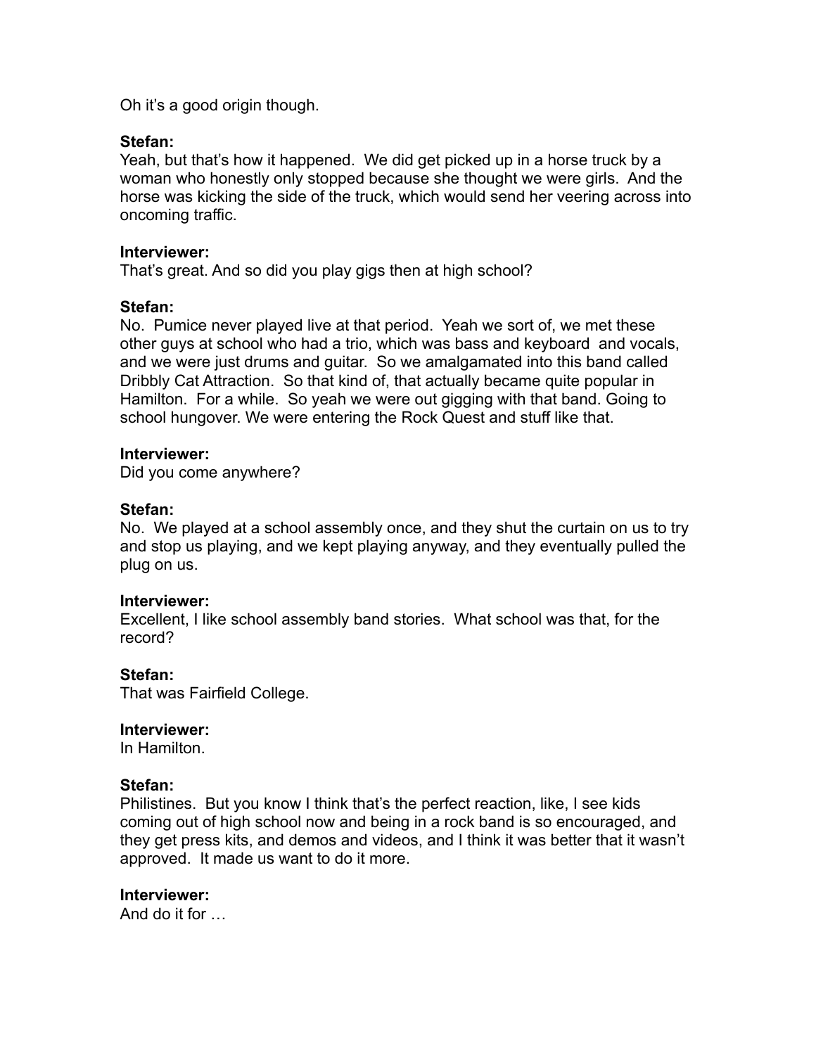Oh it's a good origin though.

**Stefan:**
Yeah, but that's how it happened. We did get picked up in a horse truck by a woman who honestly only stopped because she thought we were girls. And the horse was kicking the side of the truck, which would send her veering across into oncoming traffic.

**Interviewer:**
That's great. And so did you play gigs then at high school?

**Stefan:**
No. Pumice never played live at that period. Yeah we sort of, we met these other guys at school who had a trio, which was bass and keyboard and vocals, and we were just drums and guitar. So we amalgamated into this band called Dribbly Cat Attraction. So that kind of, that actually became quite popular in Hamilton. For a while. So yeah we were out gigging with that band. Going to school hungover. We were entering the Rock Quest and stuff like that.

**Interviewer:**
Did you come anywhere?

**Stefan:**
No. We played at a school assembly once, and they shut the curtain on us to try and stop us playing, and we kept playing anyway, and they eventually pulled the plug on us.

**Interviewer:**
Excellent, I like school assembly band stories. What school was that, for the record?

**Stefan:**
That was Fairfield College.

**Interviewer:**
In Hamilton.

**Stefan:**
Philistines. But you know I think that's the perfect reaction, like, I see kids coming out of high school now and being in a rock band is so encouraged, and they get press kits, and demos and videos, and I think it was better that it wasn't approved. It made us want to do it more.

**Interviewer:**
And do it for …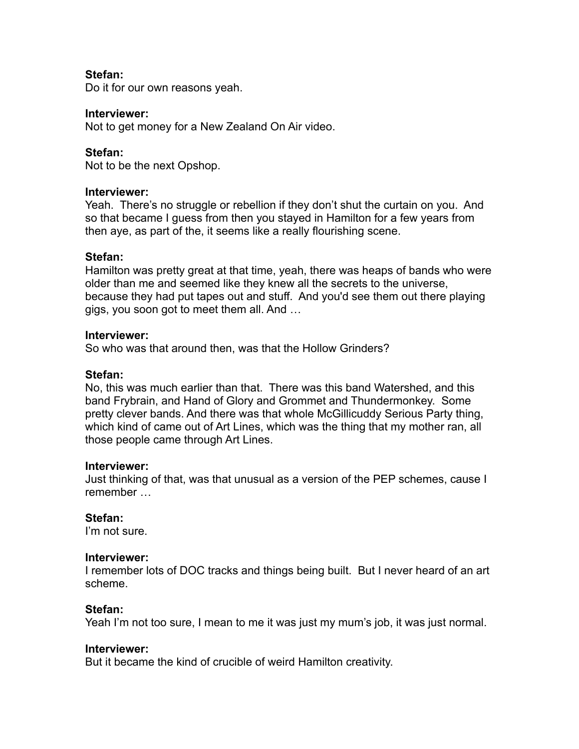**Stefan:**
Do it for our own reasons yeah.

**Interviewer:**
Not to get money for a New Zealand On Air video.

**Stefan:**
Not to be the next Opshop.

**Interviewer:**
Yeah. There's no struggle or rebellion if they don't shut the curtain on you. And so that became I guess from then you stayed in Hamilton for a few years from then aye, as part of the, it seems like a really flourishing scene.

**Stefan:**
Hamilton was pretty great at that time, yeah, there was heaps of bands who were older than me and seemed like they knew all the secrets to the universe, because they had put tapes out and stuff. And you'd see them out there playing gigs, you soon got to meet them all. And …

**Interviewer:**
So who was that around then, was that the Hollow Grinders?

**Stefan:**
No, this was much earlier than that. There was this band Watershed, and this band Frybrain, and Hand of Glory and Grommet and Thundermonkey. Some pretty clever bands. And there was that whole McGillicuddy Serious Party thing, which kind of came out of Art Lines, which was the thing that my mother ran, all those people came through Art Lines.

**Interviewer:**
Just thinking of that, was that unusual as a version of the PEP schemes, cause I remember …

**Stefan:**
I'm not sure.

**Interviewer:**
I remember lots of DOC tracks and things being built. But I never heard of an art scheme.

**Stefan:**
Yeah I'm not too sure, I mean to me it was just my mum's job, it was just normal.

**Interviewer:**
But it became the kind of crucible of weird Hamilton creativity.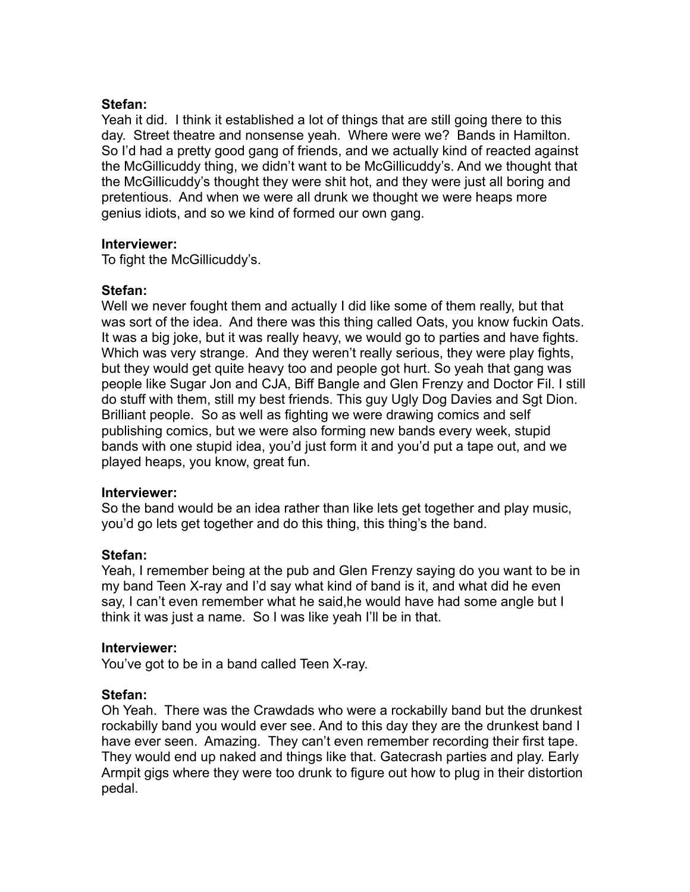**Stefan:**
Yeah it did. I think it established a lot of things that are still going there to this day. Street theatre and nonsense yeah. Where were we? Bands in Hamilton. So I'd had a pretty good gang of friends, and we actually kind of reacted against the McGillicuddy thing, we didn't want to be McGillicuddy's. And we thought that the McGillicuddy's thought they were shit hot, and they were just all boring and pretentious. And when we were all drunk we thought we were heaps more genius idiots, and so we kind of formed our own gang.

**Interviewer:**
To fight the McGillicuddy's.

**Stefan:**
Well we never fought them and actually I did like some of them really, but that was sort of the idea. And there was this thing called Oats, you know fuckin Oats. It was a big joke, but it was really heavy, we would go to parties and have fights. Which was very strange. And they weren't really serious, they were play fights, but they would get quite heavy too and people got hurt. So yeah that gang was people like Sugar Jon and CJA, Biff Bangle and Glen Frenzy and Doctor Fil. I still do stuff with them, still my best friends. This guy Ugly Dog Davies and Sgt Dion. Brilliant people. So as well as fighting we were drawing comics and self publishing comics, but we were also forming new bands every week, stupid bands with one stupid idea, you'd just form it and you'd put a tape out, and we played heaps, you know, great fun.

**Interviewer:**
So the band would be an idea rather than like lets get together and play music, you'd go lets get together and do this thing, this thing's the band.

**Stefan:**
Yeah, I remember being at the pub and Glen Frenzy saying do you want to be in my band Teen X-ray and I'd say what kind of band is it, and what did he even say, I can't even remember what he said,he would have had some angle but I think it was just a name. So I was like yeah I'll be in that.

**Interviewer:**
You've got to be in a band called Teen X-ray.

**Stefan:**
Oh Yeah. There was the Crawdads who were a rockabilly band but the drunkest rockabilly band you would ever see. And to this day they are the drunkest band I have ever seen. Amazing. They can't even remember recording their first tape. They would end up naked and things like that. Gatecrash parties and play. Early Armpit gigs where they were too drunk to figure out how to plug in their distortion pedal.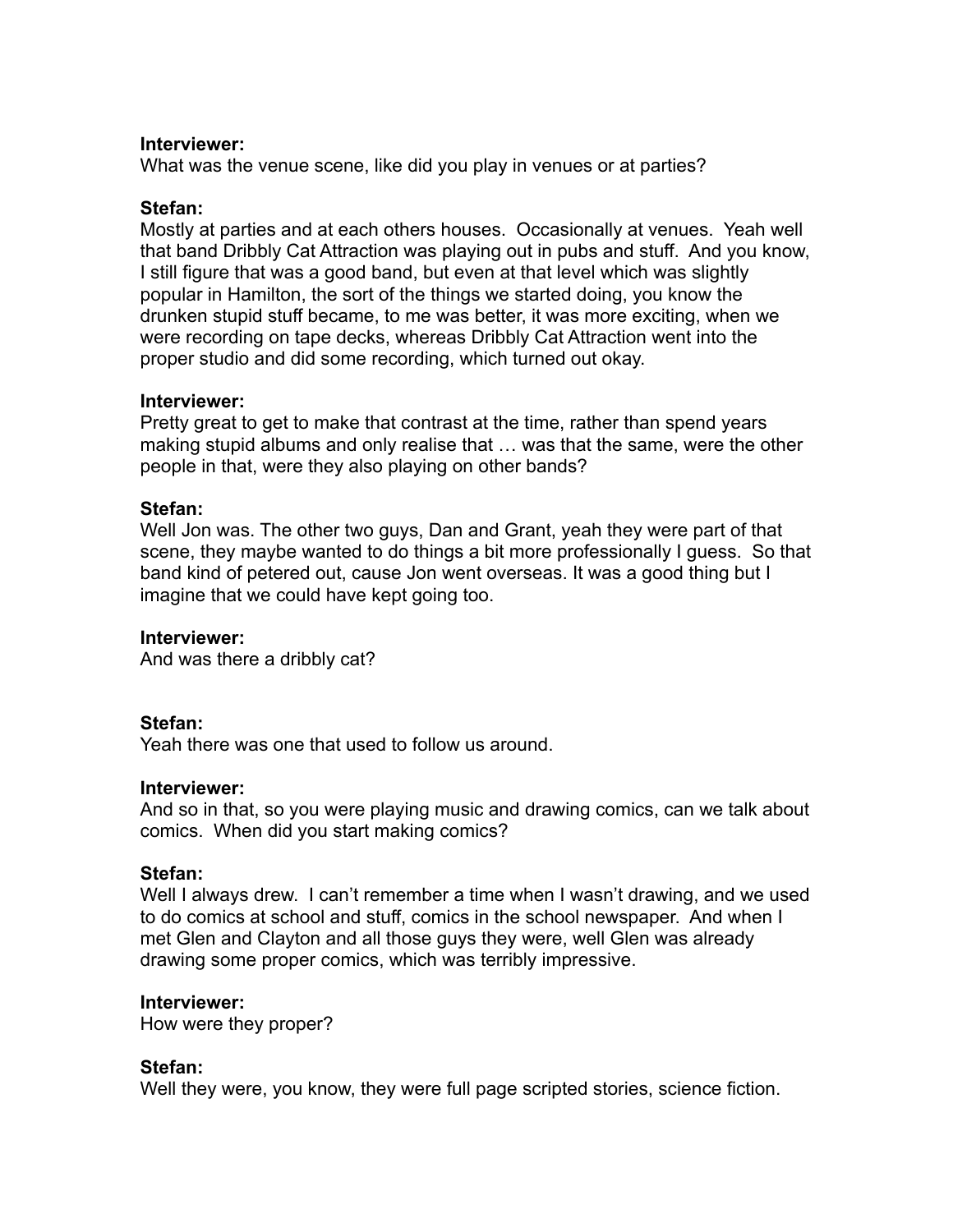**Interviewer:**
What was the venue scene, like did you play in venues or at parties?

**Stefan:**
Mostly at parties and at each others houses. Occasionally at venues. Yeah well that band Dribbly Cat Attraction was playing out in pubs and stuff. And you know, I still figure that was a good band, but even at that level which was slightly popular in Hamilton, the sort of the things we started doing, you know the drunken stupid stuff became, to me was better, it was more exciting, when we were recording on tape decks, whereas Dribbly Cat Attraction went into the proper studio and did some recording, which turned out okay.

**Interviewer:**
Pretty great to get to make that contrast at the time, rather than spend years making stupid albums and only realise that … was that the same, were the other people in that, were they also playing on other bands?

**Stefan:**
Well Jon was. The other two guys, Dan and Grant, yeah they were part of that scene, they maybe wanted to do things a bit more professionally I guess. So that band kind of petered out, cause Jon went overseas. It was a good thing but I imagine that we could have kept going too.

**Interviewer:**
And was there a dribbly cat?

**Stefan:**
Yeah there was one that used to follow us around.

**Interviewer:**
And so in that, so you were playing music and drawing comics, can we talk about comics. When did you start making comics?

**Stefan:**
Well I always drew. I can't remember a time when I wasn't drawing, and we used to do comics at school and stuff, comics in the school newspaper. And when I met Glen and Clayton and all those guys they were, well Glen was already drawing some proper comics, which was terribly impressive.

**Interviewer:**
How were they proper?

**Stefan:**
Well they were, you know, they were full page scripted stories, science fiction.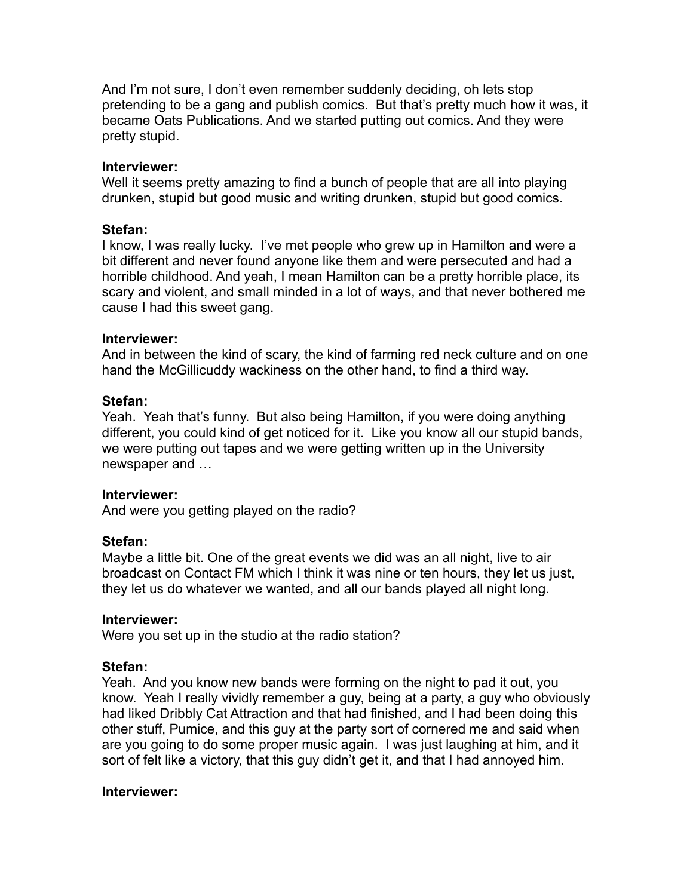And I'm not sure, I don't even remember suddenly deciding, oh lets stop pretending to be a gang and publish comics. But that's pretty much how it was, it became Oats Publications. And we started putting out comics. And they were pretty stupid.

**Interviewer:**
Well it seems pretty amazing to find a bunch of people that are all into playing drunken, stupid but good music and writing drunken, stupid but good comics.

**Stefan:**
I know, I was really lucky. I've met people who grew up in Hamilton and were a bit different and never found anyone like them and were persecuted and had a horrible childhood. And yeah, I mean Hamilton can be a pretty horrible place, its scary and violent, and small minded in a lot of ways, and that never bothered me cause I had this sweet gang.

**Interviewer:**
And in between the kind of scary, the kind of farming red neck culture and on one hand the McGillicuddy wackiness on the other hand, to find a third way.

**Stefan:**
Yeah. Yeah that's funny. But also being Hamilton, if you were doing anything different, you could kind of get noticed for it. Like you know all our stupid bands, we were putting out tapes and we were getting written up in the University newspaper and …

**Interviewer:**
And were you getting played on the radio?

**Stefan:**
Maybe a little bit. One of the great events we did was an all night, live to air broadcast on Contact FM which I think it was nine or ten hours, they let us just, they let us do whatever we wanted, and all our bands played all night long.

**Interviewer:**
Were you set up in the studio at the radio station?

**Stefan:**
Yeah. And you know new bands were forming on the night to pad it out, you know. Yeah I really vividly remember a guy, being at a party, a guy who obviously had liked Dribbly Cat Attraction and that had finished, and I had been doing this other stuff, Pumice, and this guy at the party sort of cornered me and said when are you going to do some proper music again. I was just laughing at him, and it sort of felt like a victory, that this guy didn't get it, and that I had annoyed him.

**Interviewer:**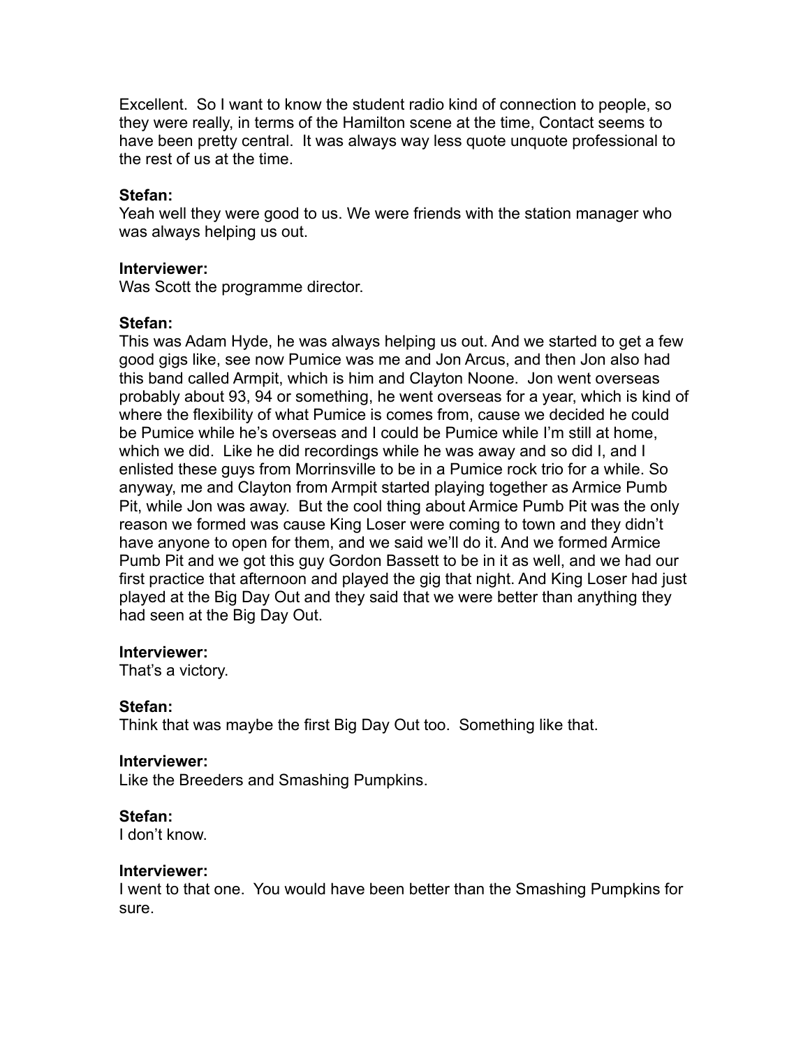Excellent. So I want to know the student radio kind of connection to people, so they were really, in terms of the Hamilton scene at the time, Contact seems to have been pretty central. It was always way less quote unquote professional to the rest of us at the time.

**Stefan:**
Yeah well they were good to us. We were friends with the station manager who was always helping us out.

**Interviewer:**
Was Scott the programme director.

**Stefan:**
This was Adam Hyde, he was always helping us out. And we started to get a few good gigs like, see now Pumice was me and Jon Arcus, and then Jon also had this band called Armpit, which is him and Clayton Noone. Jon went overseas probably about 93, 94 or something, he went overseas for a year, which is kind of where the flexibility of what Pumice is comes from, cause we decided he could be Pumice while he's overseas and I could be Pumice while I'm still at home, which we did. Like he did recordings while he was away and so did I, and I enlisted these guys from Morrinsville to be in a Pumice rock trio for a while. So anyway, me and Clayton from Armpit started playing together as Armice Pumb Pit, while Jon was away. But the cool thing about Armice Pumb Pit was the only reason we formed was cause King Loser were coming to town and they didn't have anyone to open for them, and we said we'll do it. And we formed Armice Pumb Pit and we got this guy Gordon Bassett to be in it as well, and we had our first practice that afternoon and played the gig that night. And King Loser had just played at the Big Day Out and they said that we were better than anything they had seen at the Big Day Out.

**Interviewer:**
That's a victory.

**Stefan:**
Think that was maybe the first Big Day Out too. Something like that.

**Interviewer:**
Like the Breeders and Smashing Pumpkins.

**Stefan:**
I don't know.

**Interviewer:**
I went to that one. You would have been better than the Smashing Pumpkins for sure.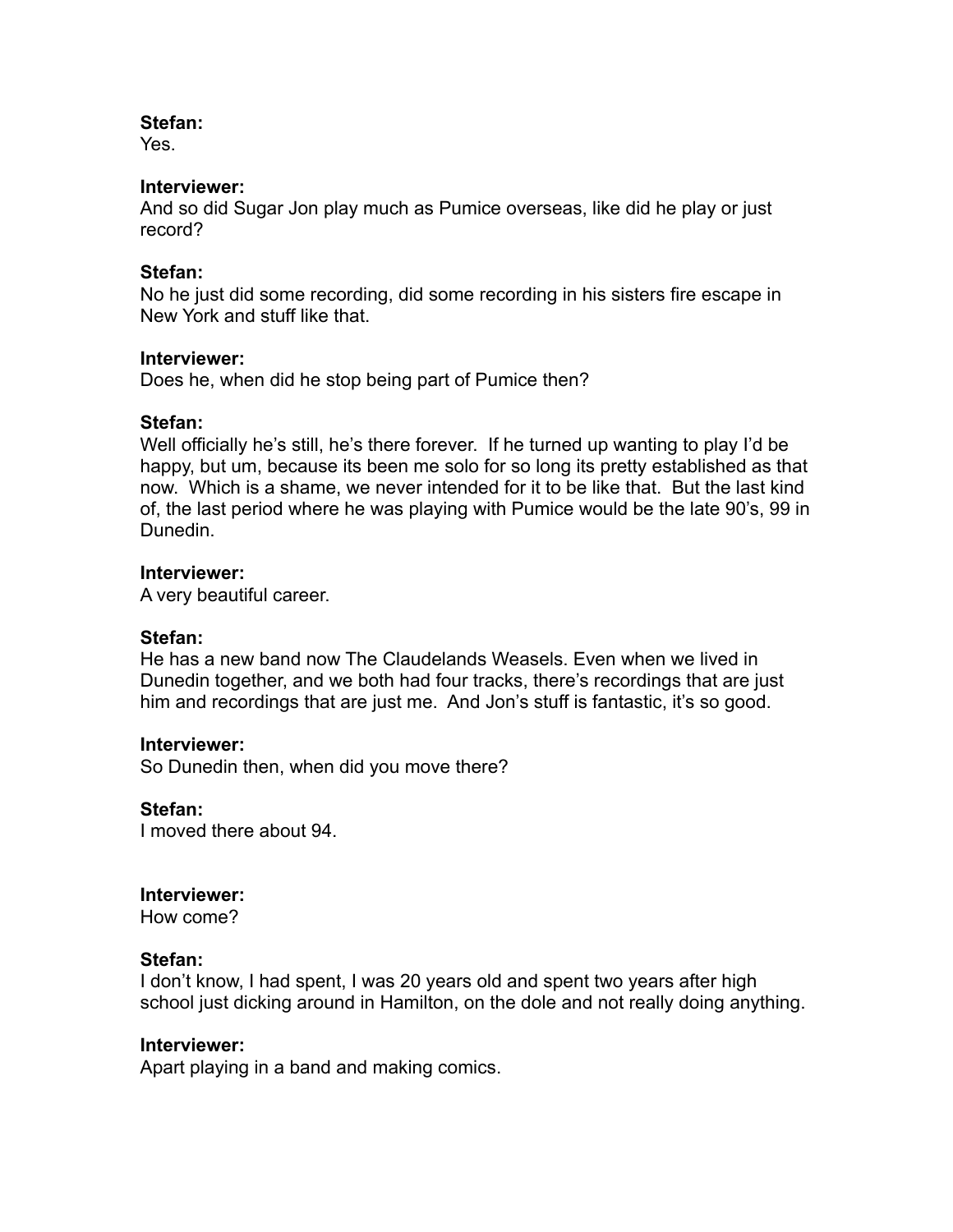**Stefan:**
Yes.

**Interviewer:**
And so did Sugar Jon play much as Pumice overseas, like did he play or just record?

**Stefan:**
No he just did some recording, did some recording in his sisters fire escape in New York and stuff like that.

**Interviewer:**
Does he, when did he stop being part of Pumice then?

**Stefan:**
Well officially he's still, he's there forever. If he turned up wanting to play I'd be happy, but um, because its been me solo for so long its pretty established as that now. Which is a shame, we never intended for it to be like that. But the last kind of, the last period where he was playing with Pumice would be the late 90's, 99 in Dunedin.

**Interviewer:**
A very beautiful career.

**Stefan:**
He has a new band now The Claudelands Weasels. Even when we lived in Dunedin together, and we both had four tracks, there's recordings that are just him and recordings that are just me. And Jon's stuff is fantastic, it's so good.

**Interviewer:**
So Dunedin then, when did you move there?

**Stefan:**
I moved there about 94.

**Interviewer:**
How come?

**Stefan:**
I don't know, I had spent, I was 20 years old and spent two years after high school just dicking around in Hamilton, on the dole and not really doing anything.

**Interviewer:**
Apart playing in a band and making comics.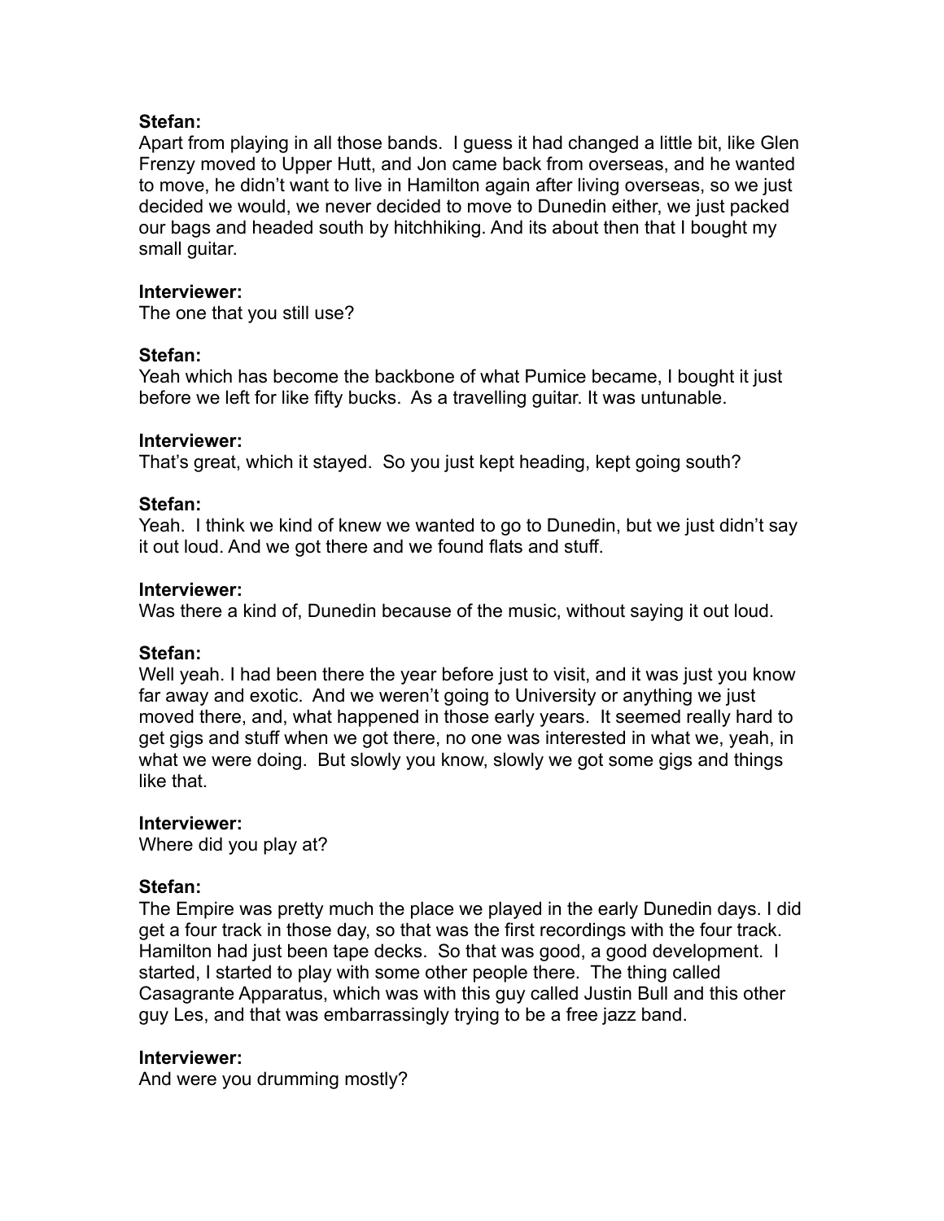**Stefan:**
Apart from playing in all those bands. I guess it had changed a little bit, like Glen Frenzy moved to Upper Hutt, and Jon came back from overseas, and he wanted to move, he didn't want to live in Hamilton again after living overseas, so we just decided we would, we never decided to move to Dunedin either, we just packed our bags and headed south by hitchhiking. And its about then that I bought my small guitar.

**Interviewer:**
The one that you still use?

**Stefan:**
Yeah which has become the backbone of what Pumice became, I bought it just before we left for like fifty bucks. As a travelling guitar. It was untunable.

**Interviewer:**
That's great, which it stayed. So you just kept heading, kept going south?

**Stefan:**
Yeah. I think we kind of knew we wanted to go to Dunedin, but we just didn't say it out loud. And we got there and we found flats and stuff.

**Interviewer:**
Was there a kind of, Dunedin because of the music, without saying it out loud.

**Stefan:**
Well yeah. I had been there the year before just to visit, and it was just you know far away and exotic. And we weren't going to University or anything we just moved there, and, what happened in those early years. It seemed really hard to get gigs and stuff when we got there, no one was interested in what we, yeah, in what we were doing. But slowly you know, slowly we got some gigs and things like that.

**Interviewer:**
Where did you play at?

**Stefan:**
The Empire was pretty much the place we played in the early Dunedin days. I did get a four track in those day, so that was the first recordings with the four track. Hamilton had just been tape decks. So that was good, a good development. I started, I started to play with some other people there. The thing called Casagrante Apparatus, which was with this guy called Justin Bull and this other guy Les, and that was embarrassingly trying to be a free jazz band.

**Interviewer:**
And were you drumming mostly?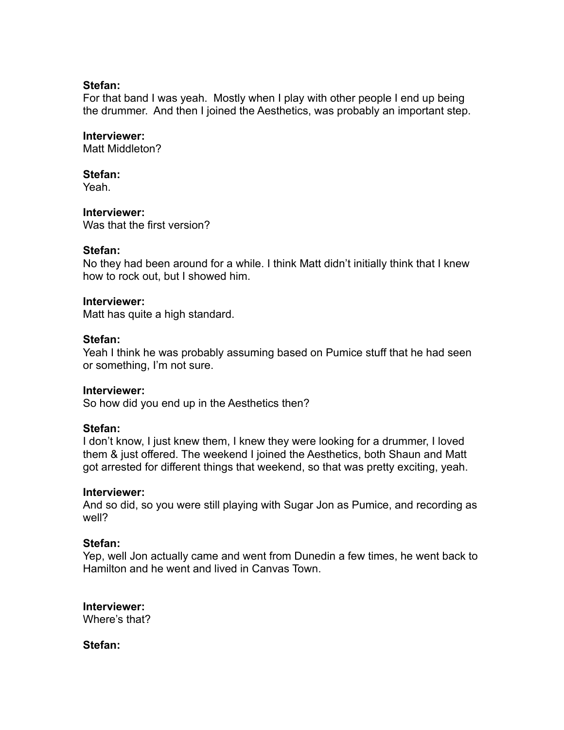**Stefan:**
For that band I was yeah.  Mostly when I play with other people I end up being the drummer.  And then I joined the Aesthetics, was probably an important step.

**Interviewer:**
Matt Middleton?

**Stefan:**
Yeah.

**Interviewer:**
Was that the first version?

**Stefan:**
No they had been around for a while. I think Matt didn't initially think that I knew how to rock out, but I showed him.

**Interviewer:**
Matt has quite a high standard.

**Stefan:**
Yeah I think he was probably assuming based on Pumice stuff that he had seen or something, I'm not sure.

**Interviewer:**
So how did you end up in the Aesthetics then?

**Stefan:**
I don't know, I just knew them, I knew they were looking for a drummer, I loved them & just offered. The weekend I joined the Aesthetics, both Shaun and Matt got arrested for different things that weekend, so that was pretty exciting, yeah.

**Interviewer:**
And so did, so you were still playing with Sugar Jon as Pumice, and recording as well?

**Stefan:**
Yep, well Jon actually came and went from Dunedin a few times, he went back to Hamilton and he went and lived in Canvas Town.

**Interviewer:**
Where's that?

**Stefan:**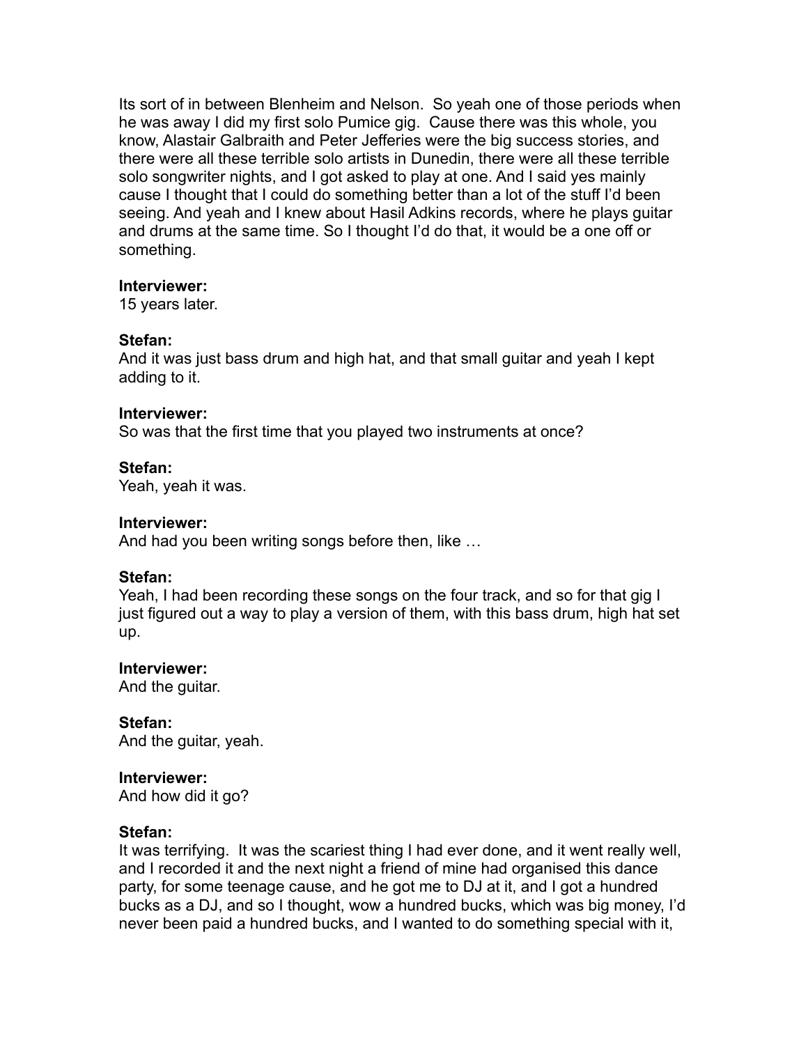Its sort of in between Blenheim and Nelson. So yeah one of those periods when he was away I did my first solo Pumice gig. Cause there was this whole, you know, Alastair Galbraith and Peter Jefferies were the big success stories, and there were all these terrible solo artists in Dunedin, there were all these terrible solo songwriter nights, and I got asked to play at one. And I said yes mainly cause I thought that I could do something better than a lot of the stuff I'd been seeing. And yeah and I knew about Hasil Adkins records, where he plays guitar and drums at the same time. So I thought I'd do that, it would be a one off or something.

**Interviewer:**
15 years later.

**Stefan:**
And it was just bass drum and high hat, and that small guitar and yeah I kept adding to it.

**Interviewer:**
So was that the first time that you played two instruments at once?

**Stefan:**
Yeah, yeah it was.

**Interviewer:**
And had you been writing songs before then, like …

**Stefan:**
Yeah, I had been recording these songs on the four track, and so for that gig I just figured out a way to play a version of them, with this bass drum, high hat set up.

**Interviewer:**
And the guitar.

**Stefan:**
And the guitar, yeah.

**Interviewer:**
And how did it go?

**Stefan:**
It was terrifying. It was the scariest thing I had ever done, and it went really well, and I recorded it and the next night a friend of mine had organised this dance party, for some teenage cause, and he got me to DJ at it, and I got a hundred bucks as a DJ, and so I thought, wow a hundred bucks, which was big money, I'd never been paid a hundred bucks, and I wanted to do something special with it,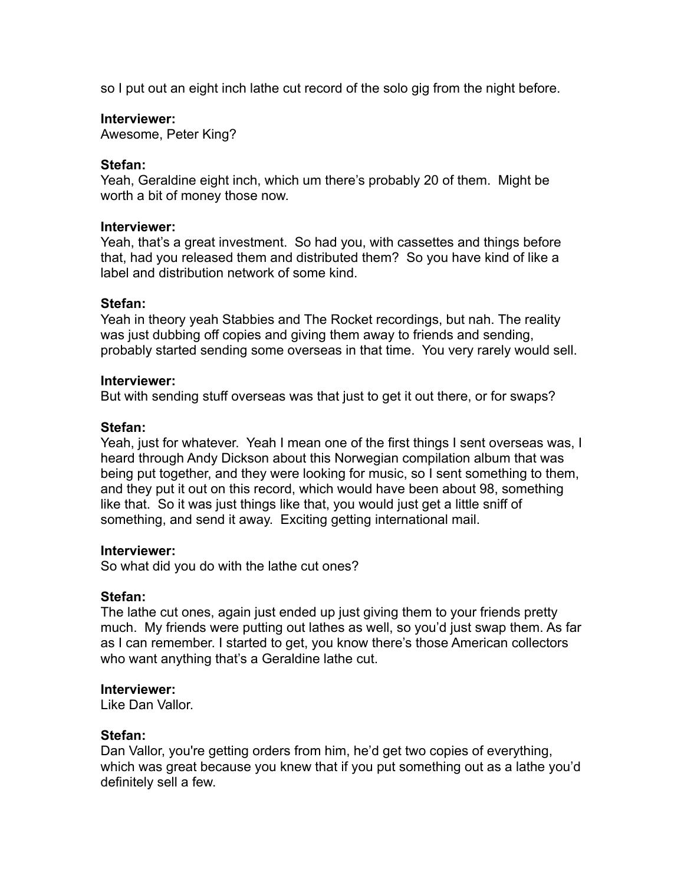so I put out an eight inch lathe cut record of the solo gig from the night before.

**Interviewer:**
Awesome, Peter King?

**Stefan:**
Yeah, Geraldine eight inch, which um there's probably 20 of them.  Might be worth a bit of money those now.

**Interviewer:**
Yeah, that's a great investment.  So had you, with cassettes and things before that, had you released them and distributed them?  So you have kind of like a label and distribution network of some kind.

**Stefan:**
Yeah in theory yeah Stabbies and The Rocket recordings, but nah. The reality was just dubbing off copies and giving them away to friends and sending, probably started sending some overseas in that time.  You very rarely would sell.

**Interviewer:**
But with sending stuff overseas was that just to get it out there, or for swaps?

**Stefan:**
Yeah, just for whatever.  Yeah I mean one of the first things I sent overseas was, I heard through Andy Dickson about this Norwegian compilation album that was being put together, and they were looking for music, so I sent something to them, and they put it out on this record, which would have been about 98, something like that.  So it was just things like that, you would just get a little sniff of something, and send it away.  Exciting getting international mail.

**Interviewer:**
So what did you do with the lathe cut ones?

**Stefan:**
The lathe cut ones, again just ended up just giving them to your friends pretty much.  My friends were putting out lathes as well, so you'd just swap them. As far as I can remember. I started to get, you know there's those American collectors who want anything that's a Geraldine lathe cut.

**Interviewer:**
Like Dan Vallor.

**Stefan:**
Dan Vallor, you're getting orders from him, he'd get two copies of everything, which was great because you knew that if you put something out as a lathe you'd definitely sell a few.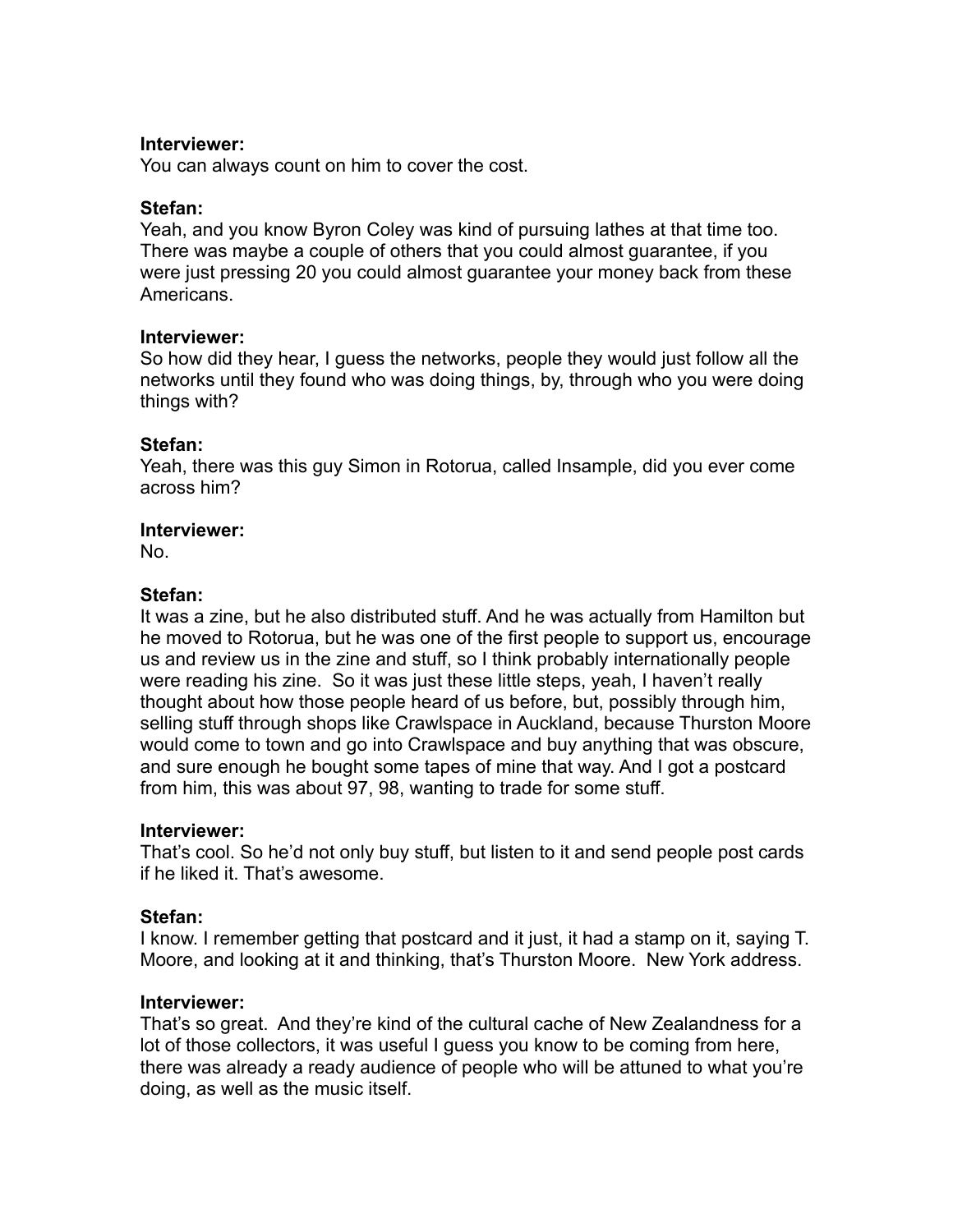**Interviewer:**
You can always count on him to cover the cost.

**Stefan:**
Yeah, and you know Byron Coley was kind of pursuing lathes at that time too. There was maybe a couple of others that you could almost guarantee, if you were just pressing 20 you could almost guarantee your money back from these Americans.

**Interviewer:**
So how did they hear, I guess the networks, people they would just follow all the networks until they found who was doing things, by, through who you were doing things with?

**Stefan:**
Yeah, there was this guy Simon in Rotorua, called Insample, did you ever come across him?

**Interviewer:**
No.

**Stefan:**
It was a zine, but he also distributed stuff. And he was actually from Hamilton but he moved to Rotorua, but he was one of the first people to support us, encourage us and review us in the zine and stuff, so I think probably internationally people were reading his zine. So it was just these little steps, yeah, I haven't really thought about how those people heard of us before, but, possibly through him, selling stuff through shops like Crawlspace in Auckland, because Thurston Moore would come to town and go into Crawlspace and buy anything that was obscure, and sure enough he bought some tapes of mine that way. And I got a postcard from him, this was about 97, 98, wanting to trade for some stuff.

**Interviewer:**
That's cool. So he'd not only buy stuff, but listen to it and send people post cards if he liked it. That's awesome.

**Stefan:**
I know. I remember getting that postcard and it just, it had a stamp on it, saying T. Moore, and looking at it and thinking, that's Thurston Moore. New York address.

**Interviewer:**
That's so great. And they're kind of the cultural cache of New Zealandness for a lot of those collectors, it was useful I guess you know to be coming from here, there was already a ready audience of people who will be attuned to what you're doing, as well as the music itself.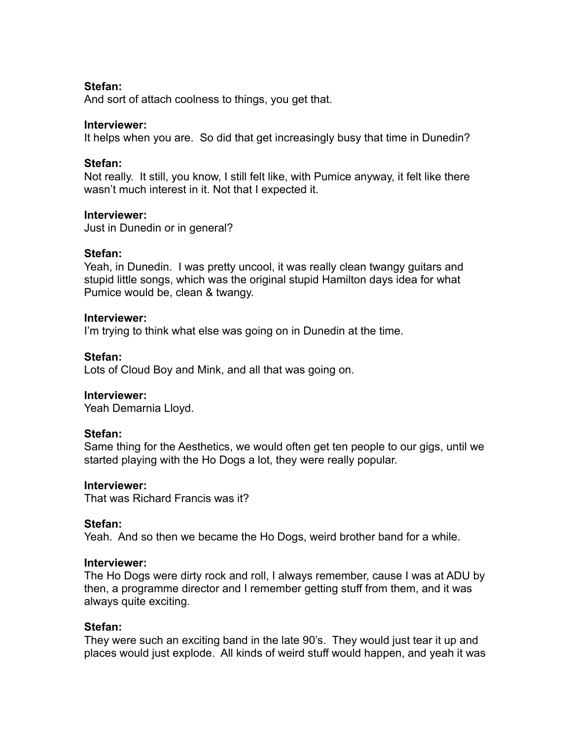**Stefan:**
And sort of attach coolness to things, you get that.

**Interviewer:**
It helps when you are. So did that get increasingly busy that time in Dunedin?

**Stefan:**
Not really. It still, you know, I still felt like, with Pumice anyway, it felt like there wasn't much interest in it. Not that I expected it.

**Interviewer:**
Just in Dunedin or in general?

**Stefan:**
Yeah, in Dunedin. I was pretty uncool, it was really clean twangy guitars and stupid little songs, which was the original stupid Hamilton days idea for what Pumice would be, clean & twangy.

**Interviewer:**
I'm trying to think what else was going on in Dunedin at the time.

**Stefan:**
Lots of Cloud Boy and Mink, and all that was going on.

**Interviewer:**
Yeah Demarnia Lloyd.

**Stefan:**
Same thing for the Aesthetics, we would often get ten people to our gigs, until we started playing with the Ho Dogs a lot, they were really popular.

**Interviewer:**
That was Richard Francis was it?

**Stefan:**
Yeah. And so then we became the Ho Dogs, weird brother band for a while.

**Interviewer:**
The Ho Dogs were dirty rock and roll, I always remember, cause I was at ADU by then, a programme director and I remember getting stuff from them, and it was always quite exciting.

**Stefan:**
They were such an exciting band in the late 90's. They would just tear it up and places would just explode. All kinds of weird stuff would happen, and yeah it was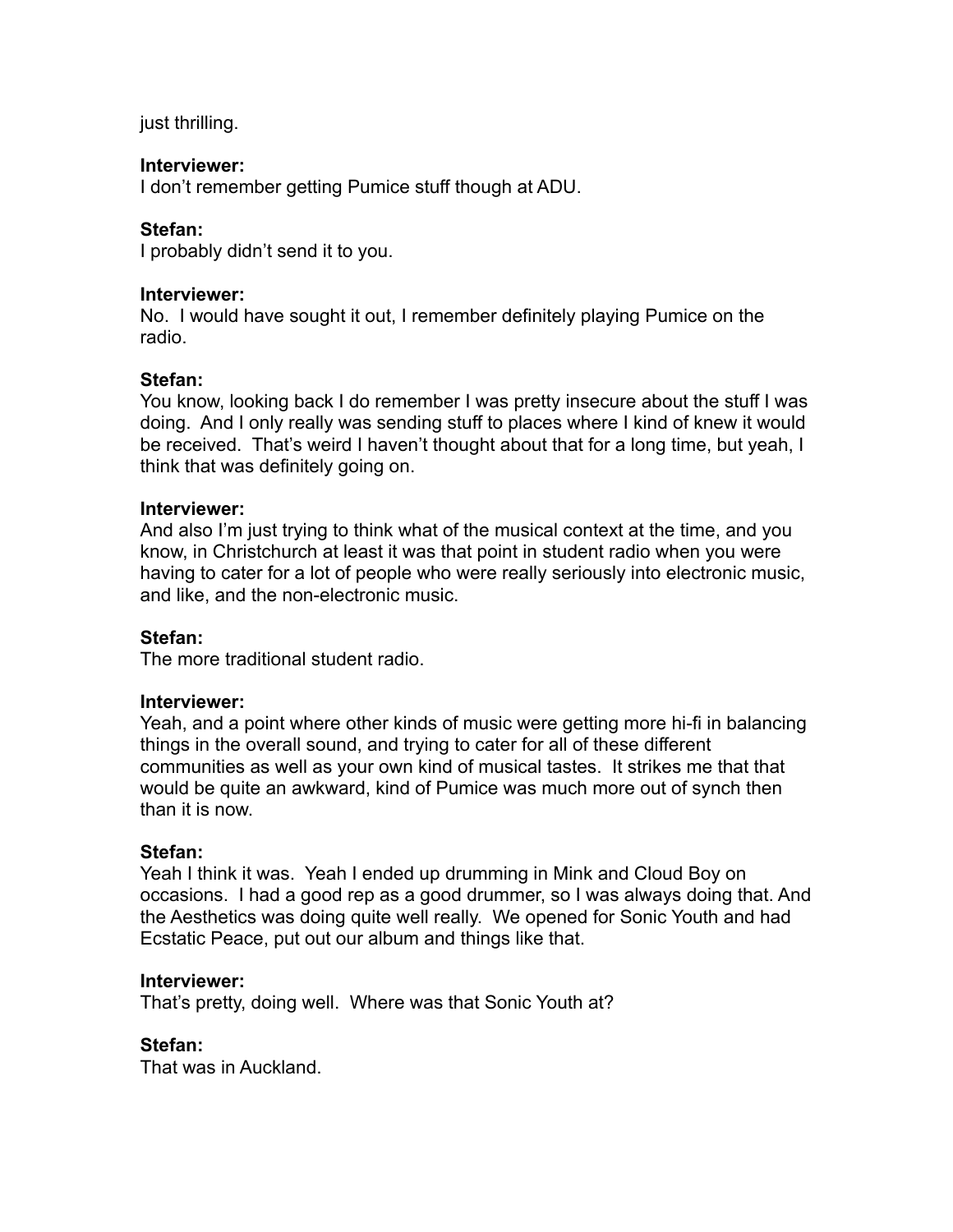just thrilling.

**Interviewer:**
I don't remember getting Pumice stuff though at ADU.

**Stefan:**
I probably didn't send it to you.

**Interviewer:**
No. I would have sought it out, I remember definitely playing Pumice on the radio.

**Stefan:**
You know, looking back I do remember I was pretty insecure about the stuff I was doing. And I only really was sending stuff to places where I kind of knew it would be received. That's weird I haven't thought about that for a long time, but yeah, I think that was definitely going on.

**Interviewer:**
And also I'm just trying to think what of the musical context at the time, and you know, in Christchurch at least it was that point in student radio when you were having to cater for a lot of people who were really seriously into electronic music, and like, and the non-electronic music.

**Stefan:**
The more traditional student radio.

**Interviewer:**
Yeah, and a point where other kinds of music were getting more hi-fi in balancing things in the overall sound, and trying to cater for all of these different communities as well as your own kind of musical tastes. It strikes me that that would be quite an awkward, kind of Pumice was much more out of synch then than it is now.

**Stefan:**
Yeah I think it was. Yeah I ended up drumming in Mink and Cloud Boy on occasions. I had a good rep as a good drummer, so I was always doing that. And the Aesthetics was doing quite well really. We opened for Sonic Youth and had Ecstatic Peace, put out our album and things like that.

**Interviewer:**
That's pretty, doing well. Where was that Sonic Youth at?

**Stefan:**
That was in Auckland.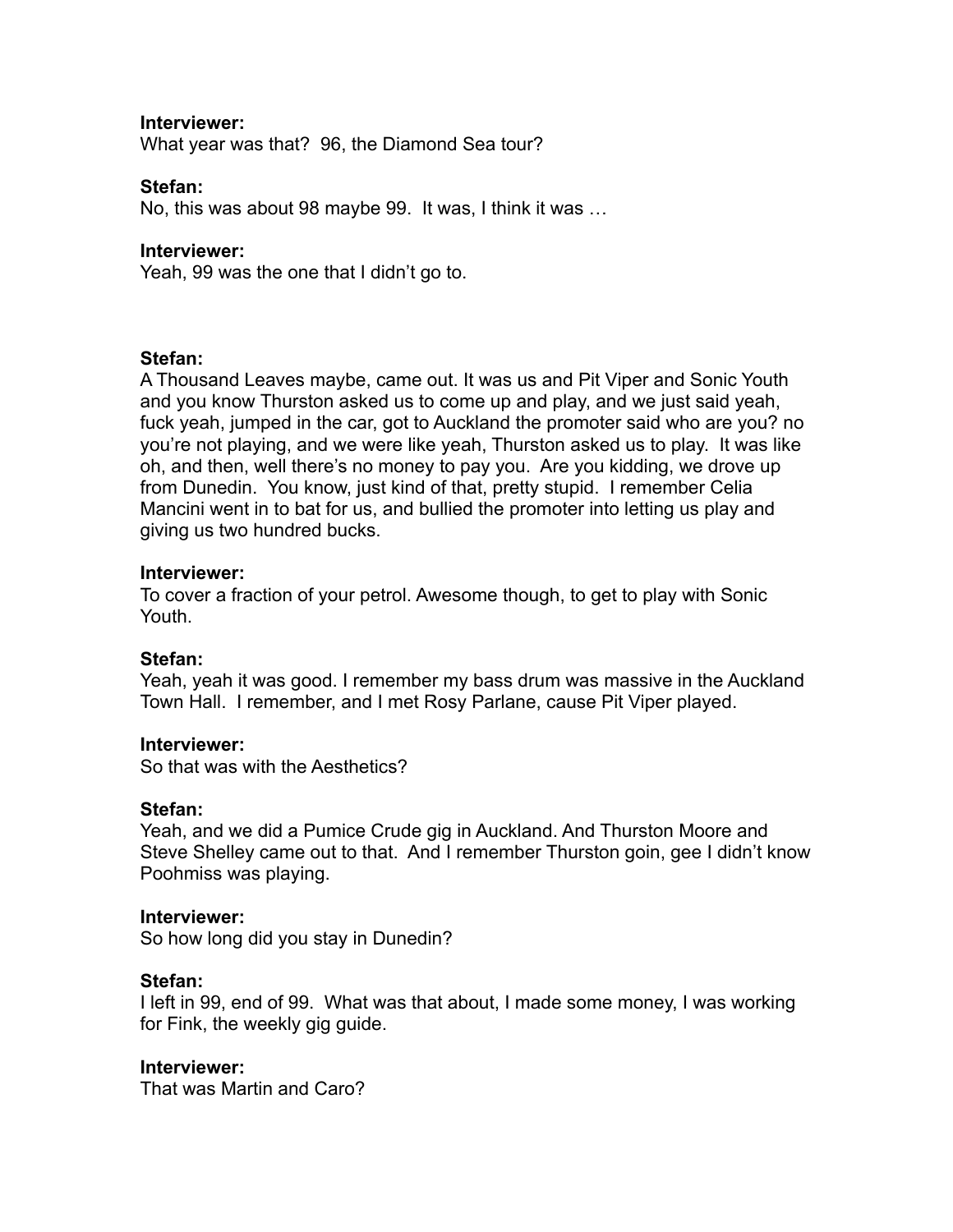**Interviewer:**
What year was that? 96, the Diamond Sea tour?

**Stefan:**
No, this was about 98 maybe 99. It was, I think it was …

**Interviewer:**
Yeah, 99 was the one that I didn't go to.

**Stefan:**
A Thousand Leaves maybe, came out. It was us and Pit Viper and Sonic Youth and you know Thurston asked us to come up and play, and we just said yeah, fuck yeah, jumped in the car, got to Auckland the promoter said who are you? no you're not playing, and we were like yeah, Thurston asked us to play. It was like oh, and then, well there's no money to pay you. Are you kidding, we drove up from Dunedin. You know, just kind of that, pretty stupid. I remember Celia Mancini went in to bat for us, and bullied the promoter into letting us play and giving us two hundred bucks.

**Interviewer:**
To cover a fraction of your petrol. Awesome though, to get to play with Sonic Youth.

**Stefan:**
Yeah, yeah it was good. I remember my bass drum was massive in the Auckland Town Hall. I remember, and I met Rosy Parlane, cause Pit Viper played.

**Interviewer:**
So that was with the Aesthetics?

**Stefan:**
Yeah, and we did a Pumice Crude gig in Auckland. And Thurston Moore and Steve Shelley came out to that. And I remember Thurston goin, gee I didn't know Poohmiss was playing.

**Interviewer:**
So how long did you stay in Dunedin?

**Stefan:**
I left in 99, end of 99. What was that about, I made some money, I was working for Fink, the weekly gig guide.

**Interviewer:**
That was Martin and Caro?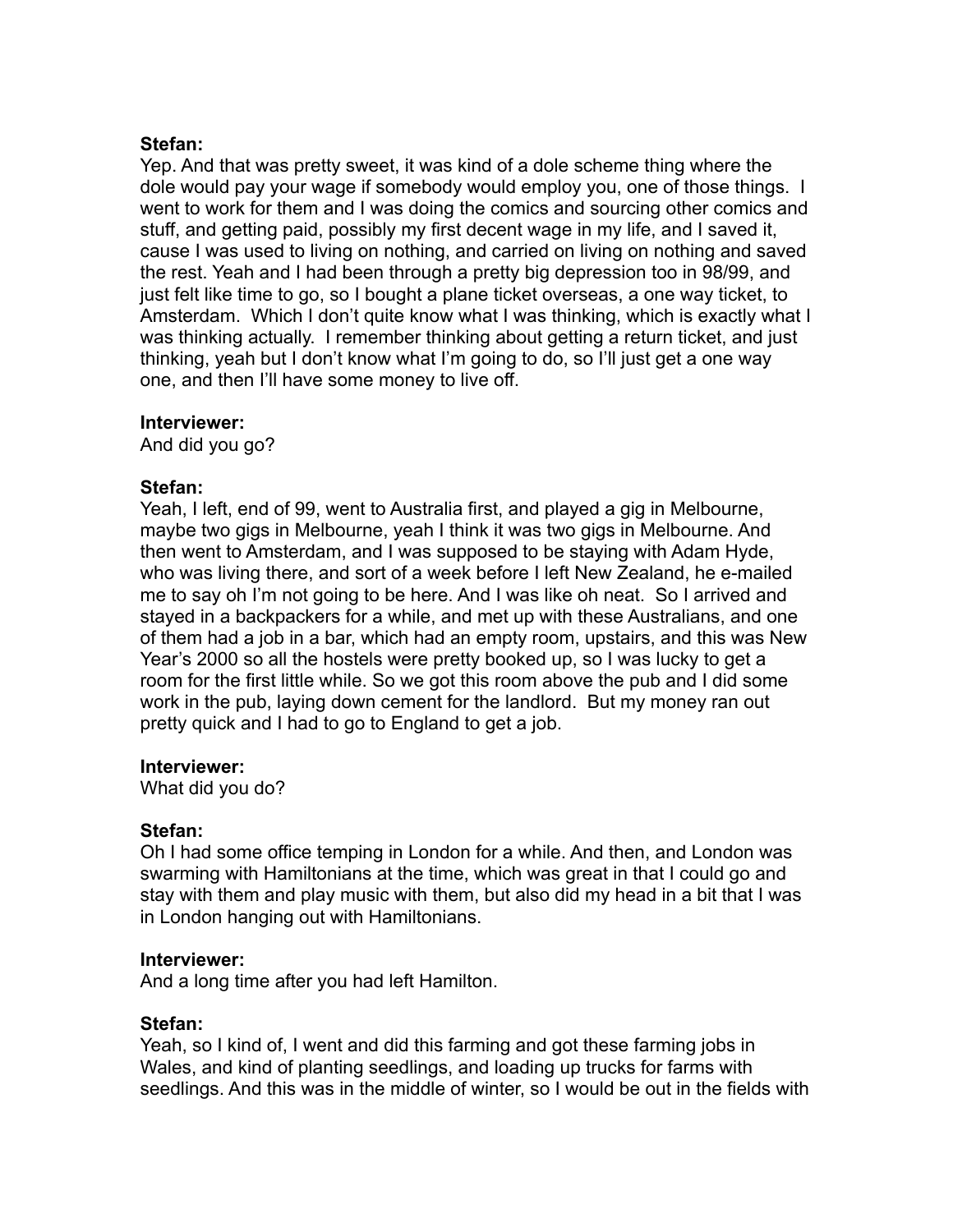**Stefan:**
Yep. And that was pretty sweet, it was kind of a dole scheme thing where the dole would pay your wage if somebody would employ you, one of those things. I went to work for them and I was doing the comics and sourcing other comics and stuff, and getting paid, possibly my first decent wage in my life, and I saved it, cause I was used to living on nothing, and carried on living on nothing and saved the rest. Yeah and I had been through a pretty big depression too in 98/99, and just felt like time to go, so I bought a plane ticket overseas, a one way ticket, to Amsterdam. Which I don't quite know what I was thinking, which is exactly what I was thinking actually. I remember thinking about getting a return ticket, and just thinking, yeah but I don't know what I'm going to do, so I'll just get a one way one, and then I'll have some money to live off.

**Interviewer:**
And did you go?

**Stefan:**
Yeah, I left, end of 99, went to Australia first, and played a gig in Melbourne, maybe two gigs in Melbourne, yeah I think it was two gigs in Melbourne. And then went to Amsterdam, and I was supposed to be staying with Adam Hyde, who was living there, and sort of a week before I left New Zealand, he e-mailed me to say oh I'm not going to be here. And I was like oh neat. So I arrived and stayed in a backpackers for a while, and met up with these Australians, and one of them had a job in a bar, which had an empty room, upstairs, and this was New Year's 2000 so all the hostels were pretty booked up, so I was lucky to get a room for the first little while. So we got this room above the pub and I did some work in the pub, laying down cement for the landlord. But my money ran out pretty quick and I had to go to England to get a job.

**Interviewer:**
What did you do?

**Stefan:**
Oh I had some office temping in London for a while. And then, and London was swarming with Hamiltonians at the time, which was great in that I could go and stay with them and play music with them, but also did my head in a bit that I was in London hanging out with Hamiltonians.

**Interviewer:**
And a long time after you had left Hamilton.

**Stefan:**
Yeah, so I kind of, I went and did this farming and got these farming jobs in Wales, and kind of planting seedlings, and loading up trucks for farms with seedlings. And this was in the middle of winter, so I would be out in the fields with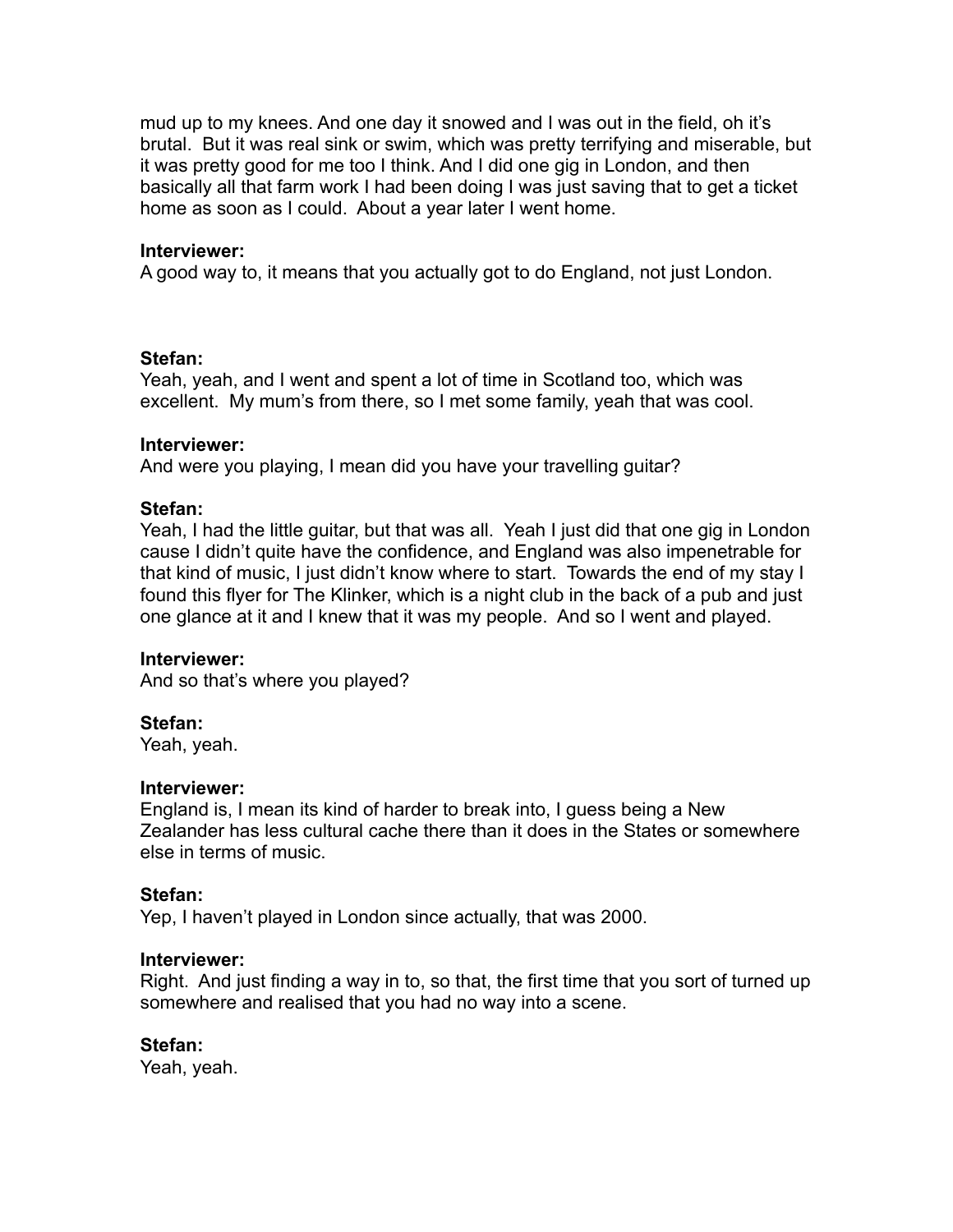mud up to my knees. And one day it snowed and I was out in the field, oh it's brutal. But it was real sink or swim, which was pretty terrifying and miserable, but it was pretty good for me too I think. And I did one gig in London, and then basically all that farm work I had been doing I was just saving that to get a ticket home as soon as I could. About a year later I went home.

**Interviewer:**
A good way to, it means that you actually got to do England, not just London.

**Stefan:**
Yeah, yeah, and I went and spent a lot of time in Scotland too, which was excellent. My mum's from there, so I met some family, yeah that was cool.

**Interviewer:**
And were you playing, I mean did you have your travelling guitar?

**Stefan:**
Yeah, I had the little guitar, but that was all. Yeah I just did that one gig in London cause I didn't quite have the confidence, and England was also impenetrable for that kind of music, I just didn't know where to start. Towards the end of my stay I found this flyer for The Klinker, which is a night club in the back of a pub and just one glance at it and I knew that it was my people. And so I went and played.

**Interviewer:**
And so that's where you played?

**Stefan:**
Yeah, yeah.

**Interviewer:**
England is, I mean its kind of harder to break into, I guess being a New Zealander has less cultural cache there than it does in the States or somewhere else in terms of music.

**Stefan:**
Yep, I haven't played in London since actually, that was 2000.

**Interviewer:**
Right. And just finding a way in to, so that, the first time that you sort of turned up somewhere and realised that you had no way into a scene.

**Stefan:**
Yeah, yeah.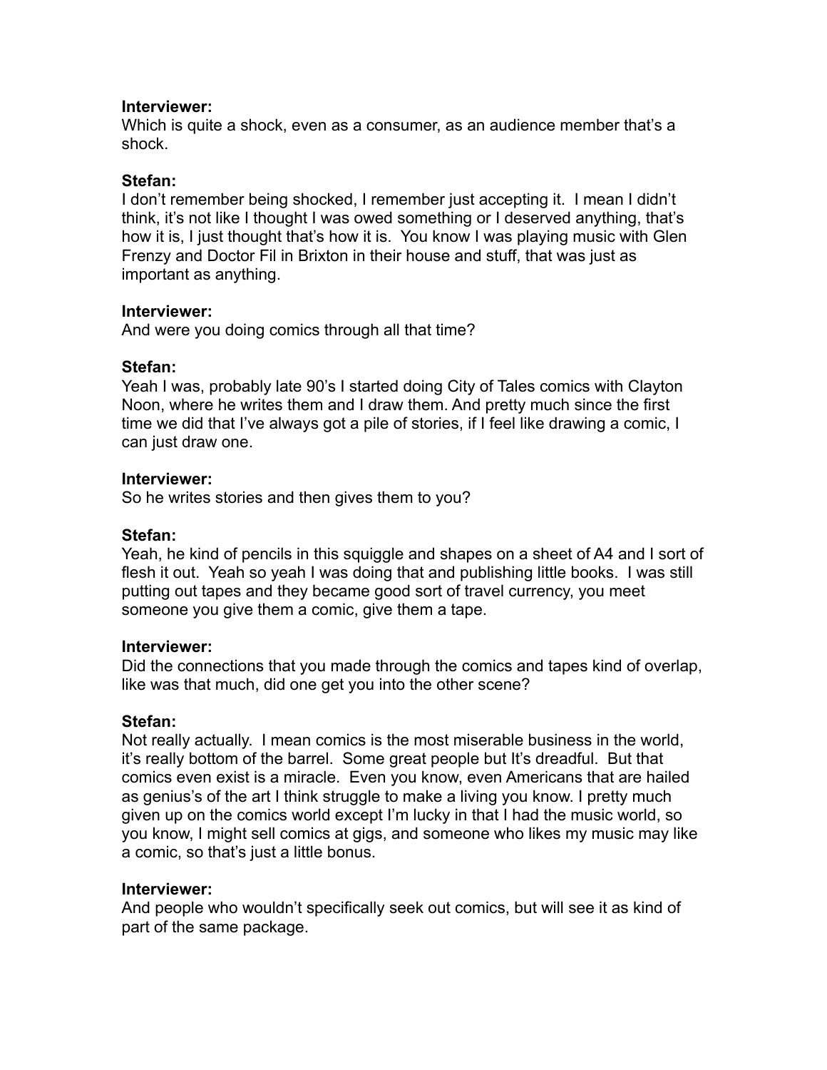**Interviewer:**
Which is quite a shock, even as a consumer, as an audience member that's a shock.

**Stefan:**
I don't remember being shocked, I remember just accepting it. I mean I didn't think, it's not like I thought I was owed something or I deserved anything, that's how it is, I just thought that's how it is. You know I was playing music with Glen Frenzy and Doctor Fil in Brixton in their house and stuff, that was just as important as anything.

**Interviewer:**
And were you doing comics through all that time?

**Stefan:**
Yeah I was, probably late 90's I started doing City of Tales comics with Clayton Noon, where he writes them and I draw them. And pretty much since the first time we did that I've always got a pile of stories, if I feel like drawing a comic, I can just draw one.

**Interviewer:**
So he writes stories and then gives them to you?

**Stefan:**
Yeah, he kind of pencils in this squiggle and shapes on a sheet of A4 and I sort of flesh it out. Yeah so yeah I was doing that and publishing little books. I was still putting out tapes and they became good sort of travel currency, you meet someone you give them a comic, give them a tape.

**Interviewer:**
Did the connections that you made through the comics and tapes kind of overlap, like was that much, did one get you into the other scene?

**Stefan:**
Not really actually. I mean comics is the most miserable business in the world, it's really bottom of the barrel. Some great people but It's dreadful. But that comics even exist is a miracle. Even you know, even Americans that are hailed as genius's of the art I think struggle to make a living you know. I pretty much given up on the comics world except I'm lucky in that I had the music world, so you know, I might sell comics at gigs, and someone who likes my music may like a comic, so that's just a little bonus.

**Interviewer:**
And people who wouldn't specifically seek out comics, but will see it as kind of part of the same package.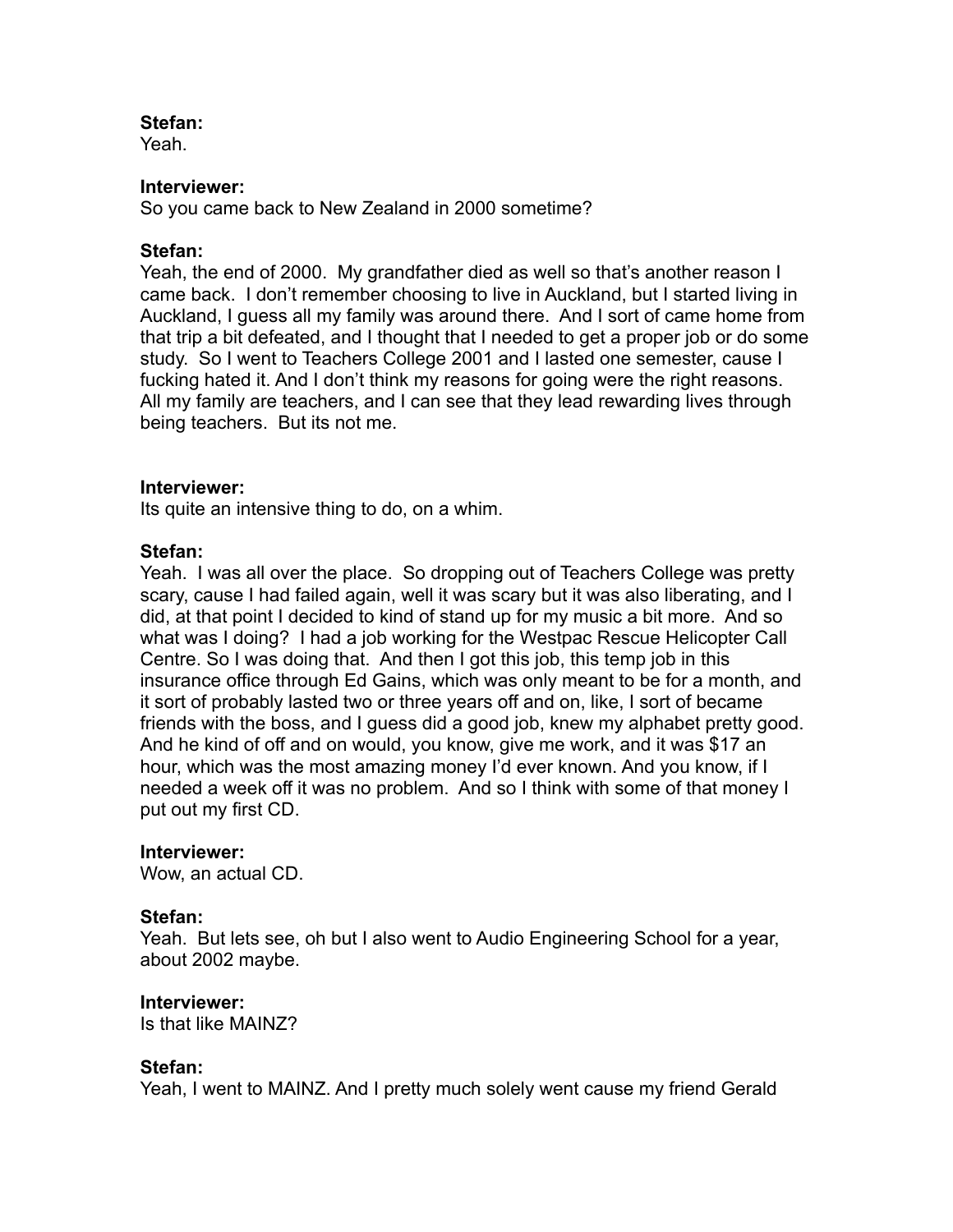**Stefan:**
Yeah.

**Interviewer:**
So you came back to New Zealand in 2000 sometime?

**Stefan:**
Yeah, the end of 2000. My grandfather died as well so that's another reason I came back. I don't remember choosing to live in Auckland, but I started living in Auckland, I guess all my family was around there. And I sort of came home from that trip a bit defeated, and I thought that I needed to get a proper job or do some study. So I went to Teachers College 2001 and I lasted one semester, cause I fucking hated it. And I don't think my reasons for going were the right reasons. All my family are teachers, and I can see that they lead rewarding lives through being teachers. But its not me.

**Interviewer:**
Its quite an intensive thing to do, on a whim.

**Stefan:**
Yeah. I was all over the place. So dropping out of Teachers College was pretty scary, cause I had failed again, well it was scary but it was also liberating, and I did, at that point I decided to kind of stand up for my music a bit more. And so what was I doing? I had a job working for the Westpac Rescue Helicopter Call Centre. So I was doing that. And then I got this job, this temp job in this insurance office through Ed Gains, which was only meant to be for a month, and it sort of probably lasted two or three years off and on, like, I sort of became friends with the boss, and I guess did a good job, knew my alphabet pretty good. And he kind of off and on would, you know, give me work, and it was $17 an hour, which was the most amazing money I'd ever known. And you know, if I needed a week off it was no problem. And so I think with some of that money I put out my first CD.

**Interviewer:**
Wow, an actual CD.

**Stefan:**
Yeah. But lets see, oh but I also went to Audio Engineering School for a year, about 2002 maybe.

**Interviewer:**
Is that like MAINZ?

**Stefan:**
Yeah, I went to MAINZ. And I pretty much solely went cause my friend Gerald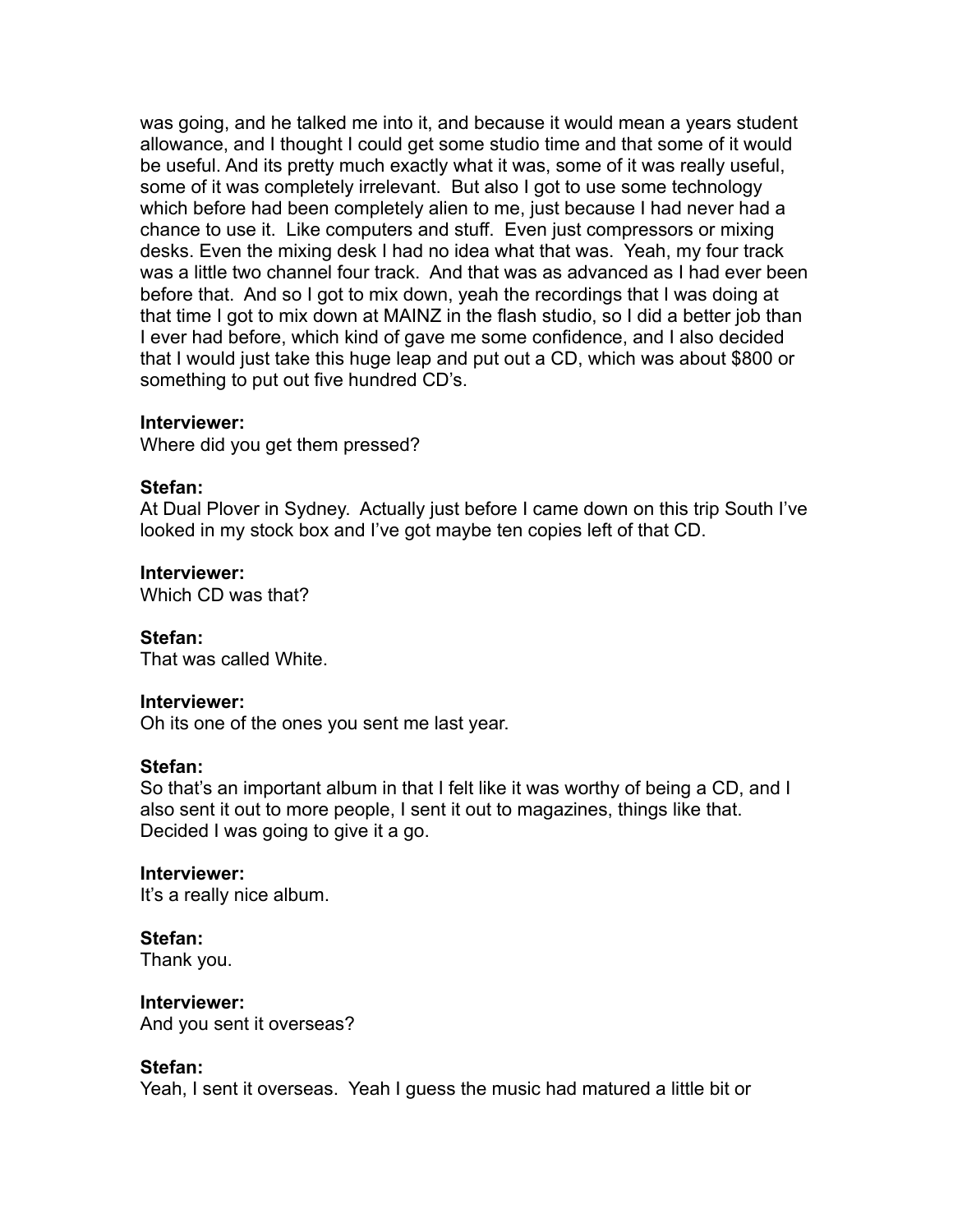was going, and he talked me into it, and because it would mean a years student allowance, and I thought I could get some studio time and that some of it would be useful. And its pretty much exactly what it was, some of it was really useful, some of it was completely irrelevant. But also I got to use some technology which before had been completely alien to me, just because I had never had a chance to use it. Like computers and stuff. Even just compressors or mixing desks. Even the mixing desk I had no idea what that was. Yeah, my four track was a little two channel four track. And that was as advanced as I had ever been before that. And so I got to mix down, yeah the recordings that I was doing at that time I got to mix down at MAINZ in the flash studio, so I did a better job than I ever had before, which kind of gave me some confidence, and I also decided that I would just take this huge leap and put out a CD, which was about $800 or something to put out five hundred CD's.

**Interviewer:**
Where did you get them pressed?

**Stefan:**
At Dual Plover in Sydney. Actually just before I came down on this trip South I've looked in my stock box and I've got maybe ten copies left of that CD.

**Interviewer:**
Which CD was that?

**Stefan:**
That was called White.

**Interviewer:**
Oh its one of the ones you sent me last year.

**Stefan:**
So that's an important album in that I felt like it was worthy of being a CD, and I also sent it out to more people, I sent it out to magazines, things like that. Decided I was going to give it a go.

**Interviewer:**
It's a really nice album.

**Stefan:**
Thank you.

**Interviewer:**
And you sent it overseas?

**Stefan:**
Yeah, I sent it overseas. Yeah I guess the music had matured a little bit or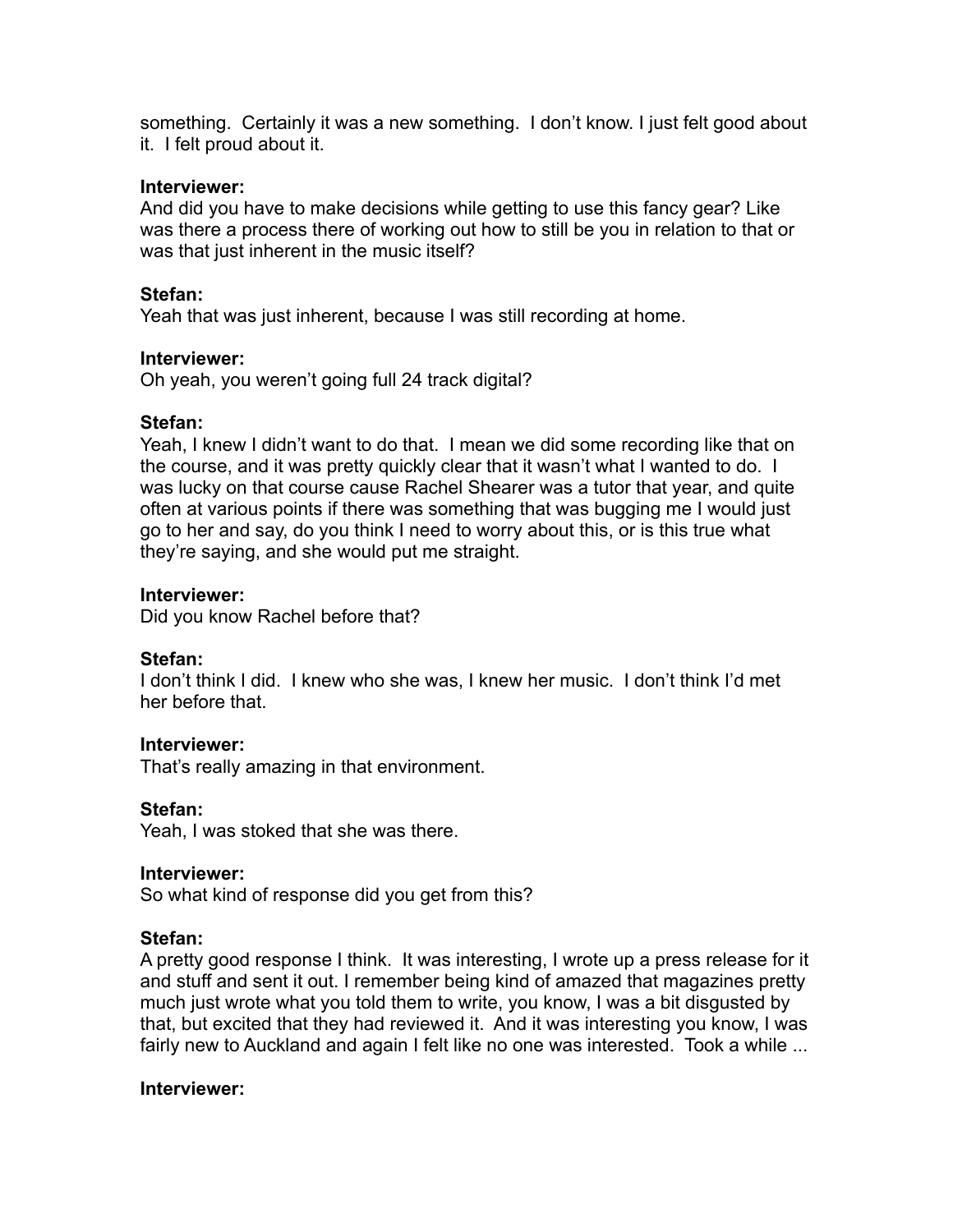something. Certainly it was a new something. I don't know. I just felt good about it. I felt proud about it.

**Interviewer:**
And did you have to make decisions while getting to use this fancy gear? Like was there a process there of working out how to still be you in relation to that or was that just inherent in the music itself?

**Stefan:**
Yeah that was just inherent, because I was still recording at home.

**Interviewer:**
Oh yeah, you weren't going full 24 track digital?

**Stefan:**
Yeah, I knew I didn't want to do that. I mean we did some recording like that on the course, and it was pretty quickly clear that it wasn't what I wanted to do. I was lucky on that course cause Rachel Shearer was a tutor that year, and quite often at various points if there was something that was bugging me I would just go to her and say, do you think I need to worry about this, or is this true what they're saying, and she would put me straight.

**Interviewer:**
Did you know Rachel before that?

**Stefan:**
I don't think I did. I knew who she was, I knew her music. I don't think I'd met her before that.

**Interviewer:**
That's really amazing in that environment.

**Stefan:**
Yeah, I was stoked that she was there.

**Interviewer:**
So what kind of response did you get from this?

**Stefan:**
A pretty good response I think. It was interesting, I wrote up a press release for it and stuff and sent it out. I remember being kind of amazed that magazines pretty much just wrote what you told them to write, you know, I was a bit disgusted by that, but excited that they had reviewed it. And it was interesting you know, I was fairly new to Auckland and again I felt like no one was interested. Took a while ...

**Interviewer:**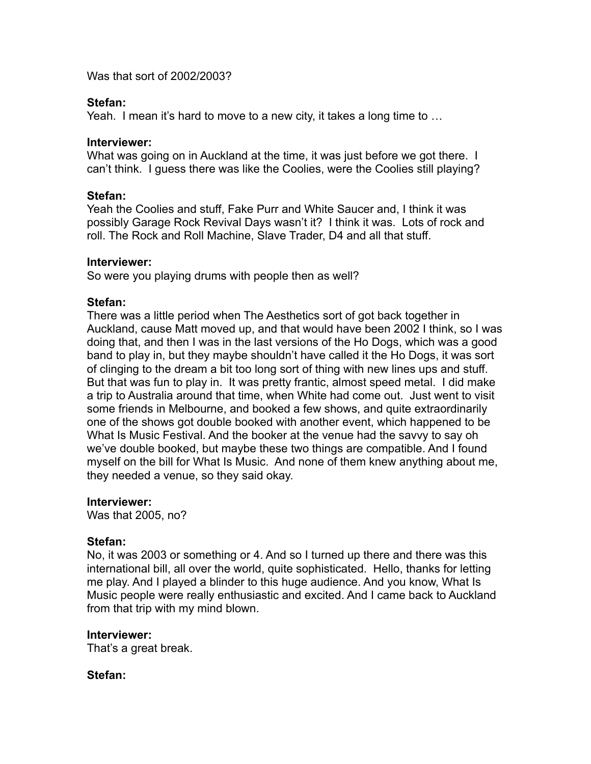Was that sort of 2002/2003?

**Stefan:**
Yeah. I mean it's hard to move to a new city, it takes a long time to …

**Interviewer:**
What was going on in Auckland at the time, it was just before we got there. I can't think. I guess there was like the Coolies, were the Coolies still playing?

**Stefan:**
Yeah the Coolies and stuff, Fake Purr and White Saucer and, I think it was possibly Garage Rock Revival Days wasn't it? I think it was. Lots of rock and roll. The Rock and Roll Machine, Slave Trader, D4 and all that stuff.

**Interviewer:**
So were you playing drums with people then as well?

**Stefan:**
There was a little period when The Aesthetics sort of got back together in Auckland, cause Matt moved up, and that would have been 2002 I think, so I was doing that, and then I was in the last versions of the Ho Dogs, which was a good band to play in, but they maybe shouldn't have called it the Ho Dogs, it was sort of clinging to the dream a bit too long sort of thing with new lines ups and stuff. But that was fun to play in. It was pretty frantic, almost speed metal. I did make a trip to Australia around that time, when White had come out. Just went to visit some friends in Melbourne, and booked a few shows, and quite extraordinarily one of the shows got double booked with another event, which happened to be What Is Music Festival. And the booker at the venue had the savvy to say oh we've double booked, but maybe these two things are compatible. And I found myself on the bill for What Is Music. And none of them knew anything about me, they needed a venue, so they said okay.

**Interviewer:**
Was that 2005, no?

**Stefan:**
No, it was 2003 or something or 4. And so I turned up there and there was this international bill, all over the world, quite sophisticated. Hello, thanks for letting me play. And I played a blinder to this huge audience. And you know, What Is Music people were really enthusiastic and excited. And I came back to Auckland from that trip with my mind blown.

**Interviewer:**
That's a great break.

**Stefan:**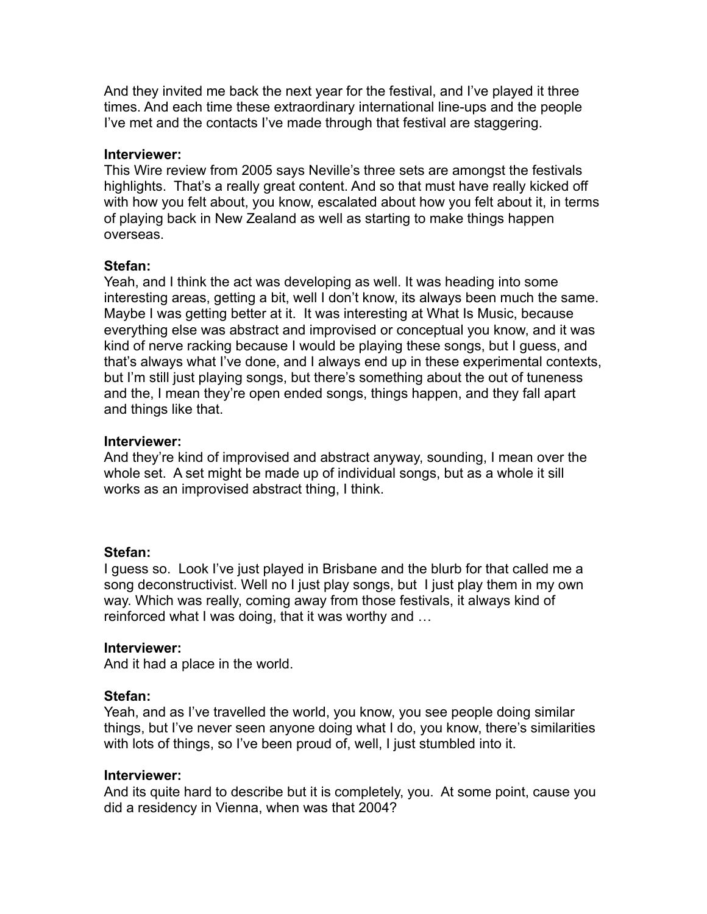And they invited me back the next year for the festival, and I've played it three times. And each time these extraordinary international line-ups and the people I've met and the contacts I've made through that festival are staggering.

**Interviewer:**
This Wire review from 2005 says Neville's three sets are amongst the festivals highlights. That's a really great content. And so that must have really kicked off with how you felt about, you know, escalated about how you felt about it, in terms of playing back in New Zealand as well as starting to make things happen overseas.

**Stefan:**
Yeah, and I think the act was developing as well. It was heading into some interesting areas, getting a bit, well I don't know, its always been much the same. Maybe I was getting better at it. It was interesting at What Is Music, because everything else was abstract and improvised or conceptual you know, and it was kind of nerve racking because I would be playing these songs, but I guess, and that's always what I've done, and I always end up in these experimental contexts, but I'm still just playing songs, but there's something about the out of tuneness and the, I mean they're open ended songs, things happen, and they fall apart and things like that.

**Interviewer:**
And they're kind of improvised and abstract anyway, sounding, I mean over the whole set. A set might be made up of individual songs, but as a whole it sill works as an improvised abstract thing, I think.

**Stefan:**
I guess so. Look I've just played in Brisbane and the blurb for that called me a song deconstructivist. Well no I just play songs, but I just play them in my own way. Which was really, coming away from those festivals, it always kind of reinforced what I was doing, that it was worthy and …

**Interviewer:**
And it had a place in the world.

**Stefan:**
Yeah, and as I've travelled the world, you know, you see people doing similar things, but I've never seen anyone doing what I do, you know, there's similarities with lots of things, so I've been proud of, well, I just stumbled into it.

**Interviewer:**
And its quite hard to describe but it is completely, you. At some point, cause you did a residency in Vienna, when was that 2004?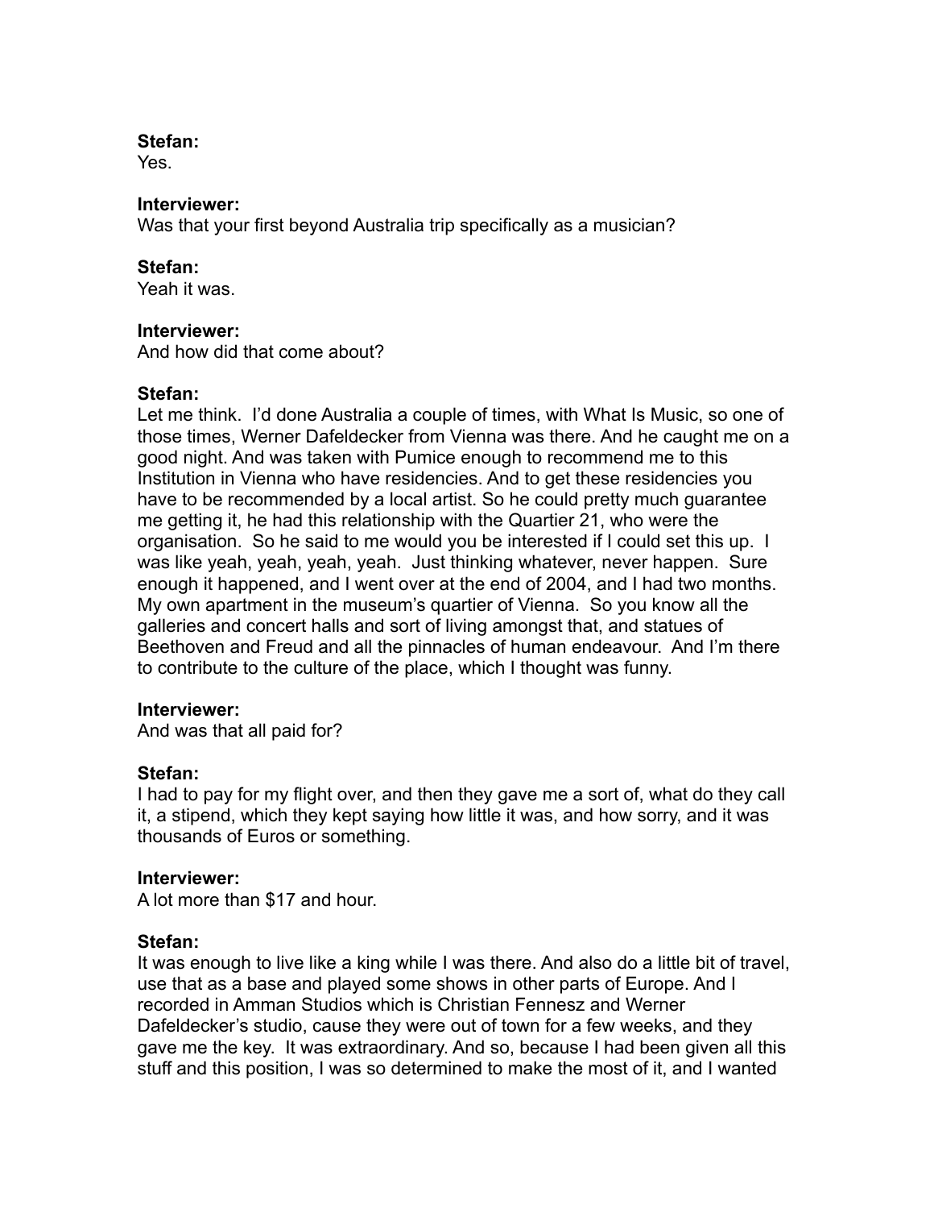**Stefan:**
Yes.

**Interviewer:**
Was that your first beyond Australia trip specifically as a musician?

**Stefan:**
Yeah it was.

**Interviewer:**
And how did that come about?

**Stefan:**
Let me think. I'd done Australia a couple of times, with What Is Music, so one of those times, Werner Dafeldecker from Vienna was there. And he caught me on a good night. And was taken with Pumice enough to recommend me to this Institution in Vienna who have residencies. And to get these residencies you have to be recommended by a local artist. So he could pretty much guarantee me getting it, he had this relationship with the Quartier 21, who were the organisation. So he said to me would you be interested if I could set this up. I was like yeah, yeah, yeah, yeah. Just thinking whatever, never happen. Sure enough it happened, and I went over at the end of 2004, and I had two months. My own apartment in the museum's quartier of Vienna. So you know all the galleries and concert halls and sort of living amongst that, and statues of Beethoven and Freud and all the pinnacles of human endeavour. And I'm there to contribute to the culture of the place, which I thought was funny.

**Interviewer:**
And was that all paid for?

**Stefan:**
I had to pay for my flight over, and then they gave me a sort of, what do they call it, a stipend, which they kept saying how little it was, and how sorry, and it was thousands of Euros or something.

**Interviewer:**
A lot more than $17 and hour.

**Stefan:**
It was enough to live like a king while I was there. And also do a little bit of travel, use that as a base and played some shows in other parts of Europe. And I recorded in Amman Studios which is Christian Fennesz and Werner Dafeldecker's studio, cause they were out of town for a few weeks, and they gave me the key. It was extraordinary. And so, because I had been given all this stuff and this position, I was so determined to make the most of it, and I wanted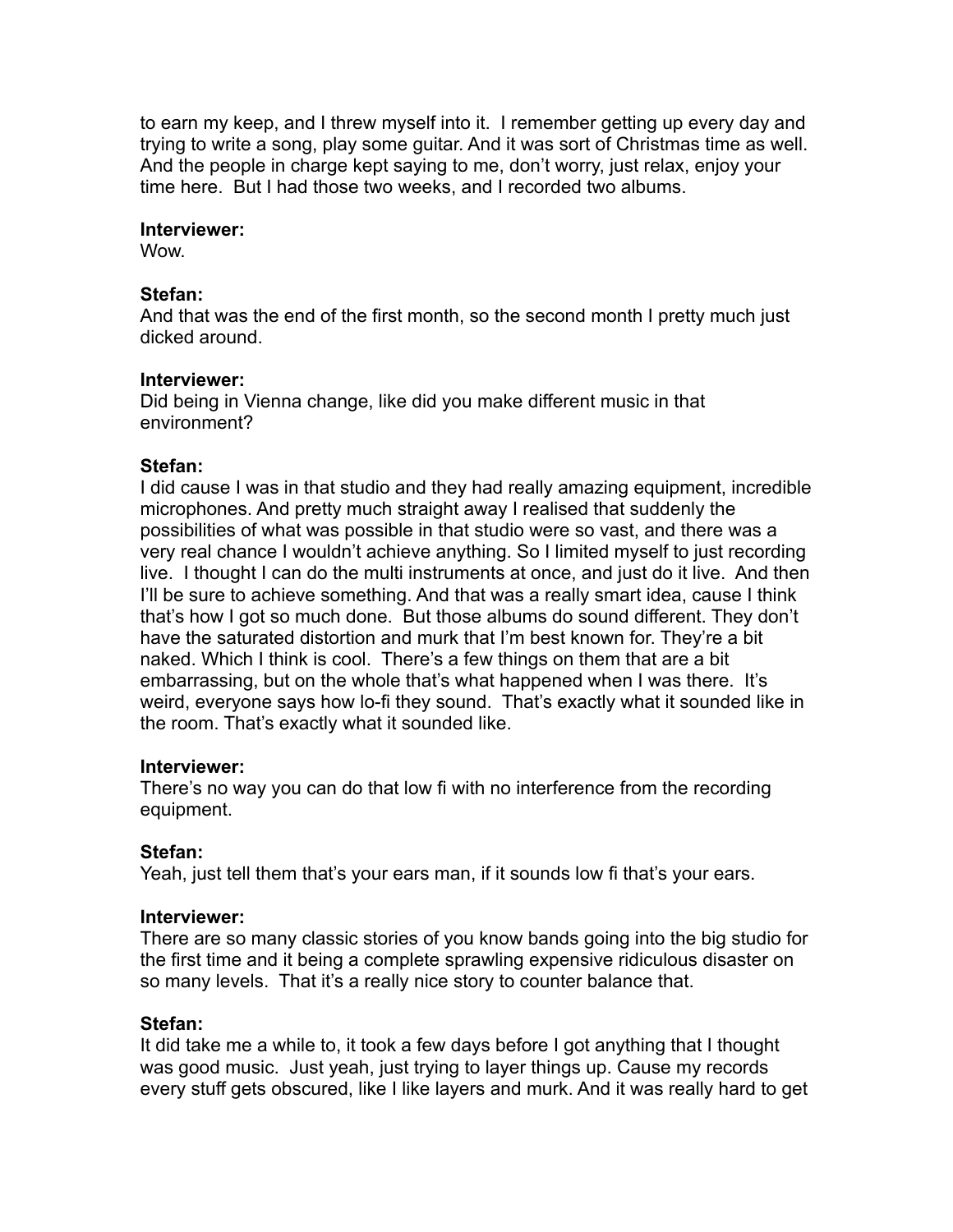to earn my keep, and I threw myself into it. I remember getting up every day and trying to write a song, play some guitar. And it was sort of Christmas time as well. And the people in charge kept saying to me, don't worry, just relax, enjoy your time here. But I had those two weeks, and I recorded two albums.

**Interviewer:**
Wow.

**Stefan:**
And that was the end of the first month, so the second month I pretty much just dicked around.

**Interviewer:**
Did being in Vienna change, like did you make different music in that environment?

**Stefan:**
I did cause I was in that studio and they had really amazing equipment, incredible microphones. And pretty much straight away I realised that suddenly the possibilities of what was possible in that studio were so vast, and there was a very real chance I wouldn't achieve anything. So I limited myself to just recording live. I thought I can do the multi instruments at once, and just do it live. And then I'll be sure to achieve something. And that was a really smart idea, cause I think that's how I got so much done. But those albums do sound different. They don't have the saturated distortion and murk that I'm best known for. They're a bit naked. Which I think is cool. There's a few things on them that are a bit embarrassing, but on the whole that's what happened when I was there. It's weird, everyone says how lo-fi they sound. That's exactly what it sounded like in the room. That's exactly what it sounded like.

**Interviewer:**
There's no way you can do that low fi with no interference from the recording equipment.

**Stefan:**
Yeah, just tell them that's your ears man, if it sounds low fi that's your ears.

**Interviewer:**
There are so many classic stories of you know bands going into the big studio for the first time and it being a complete sprawling expensive ridiculous disaster on so many levels. That it's a really nice story to counter balance that.

**Stefan:**
It did take me a while to, it took a few days before I got anything that I thought was good music. Just yeah, just trying to layer things up. Cause my records every stuff gets obscured, like I like layers and murk. And it was really hard to get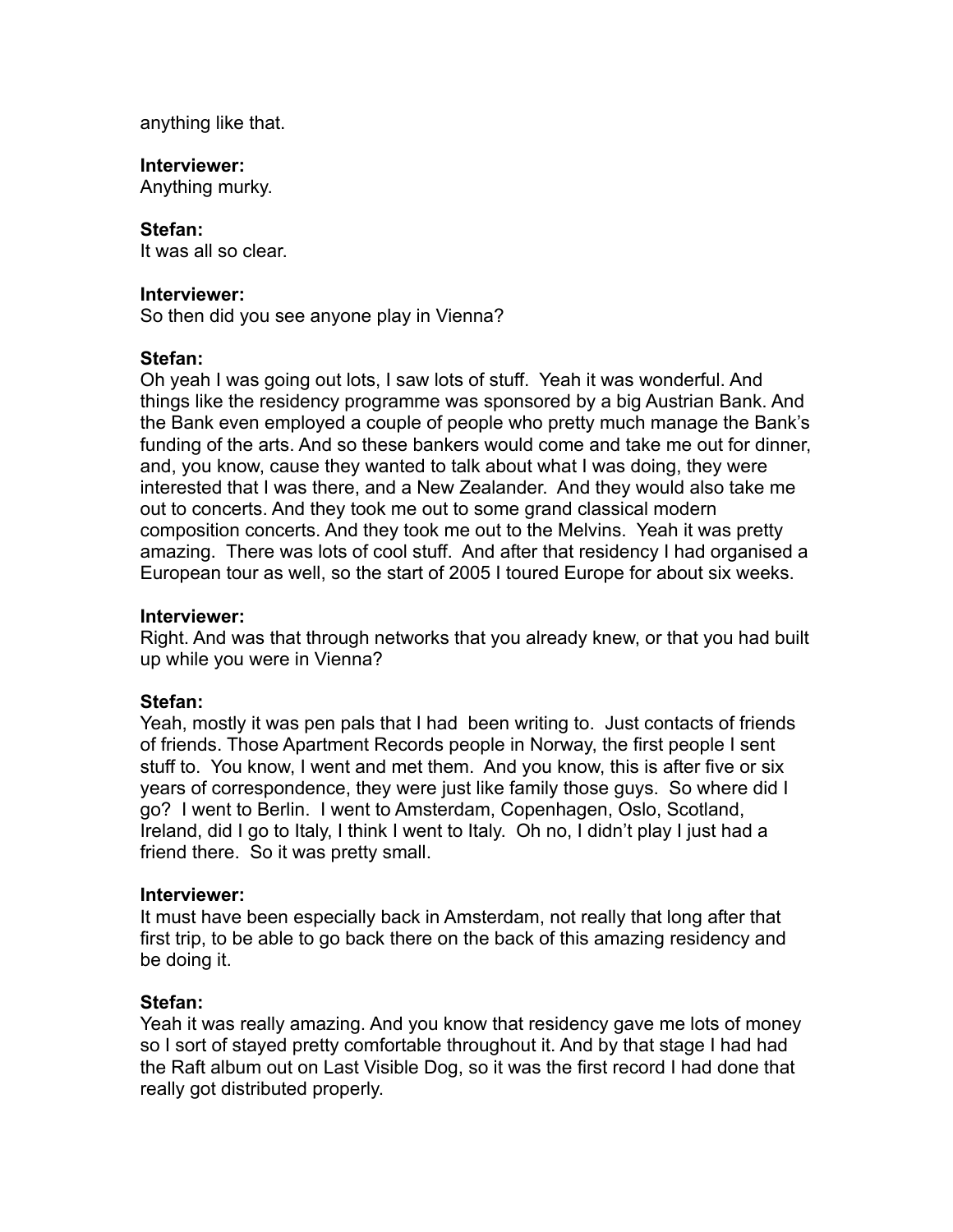anything like that.

**Interviewer:**
Anything murky.

**Stefan:**
It was all so clear.

**Interviewer:**
So then did you see anyone play in Vienna?

**Stefan:**
Oh yeah I was going out lots, I saw lots of stuff. Yeah it was wonderful. And things like the residency programme was sponsored by a big Austrian Bank. And the Bank even employed a couple of people who pretty much manage the Bank's funding of the arts. And so these bankers would come and take me out for dinner, and, you know, cause they wanted to talk about what I was doing, they were interested that I was there, and a New Zealander. And they would also take me out to concerts. And they took me out to some grand classical modern composition concerts. And they took me out to the Melvins. Yeah it was pretty amazing. There was lots of cool stuff. And after that residency I had organised a European tour as well, so the start of 2005 I toured Europe for about six weeks.

**Interviewer:**
Right. And was that through networks that you already knew, or that you had built up while you were in Vienna?

**Stefan:**
Yeah, mostly it was pen pals that I had been writing to. Just contacts of friends of friends. Those Apartment Records people in Norway, the first people I sent stuff to. You know, I went and met them. And you know, this is after five or six years of correspondence, they were just like family those guys. So where did I go? I went to Berlin. I went to Amsterdam, Copenhagen, Oslo, Scotland, Ireland, did I go to Italy, I think I went to Italy. Oh no, I didn't play I just had a friend there. So it was pretty small.

**Interviewer:**
It must have been especially back in Amsterdam, not really that long after that first trip, to be able to go back there on the back of this amazing residency and be doing it.

**Stefan:**
Yeah it was really amazing. And you know that residency gave me lots of money so I sort of stayed pretty comfortable throughout it. And by that stage I had had the Raft album out on Last Visible Dog, so it was the first record I had done that really got distributed properly.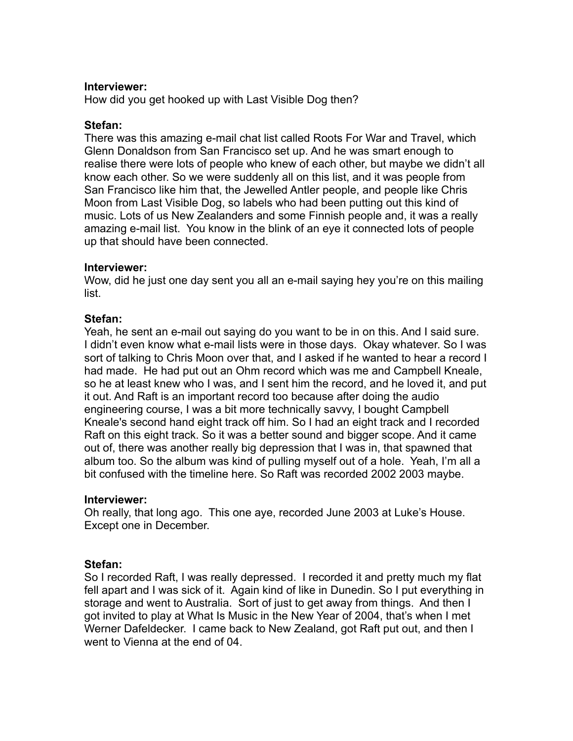**Interviewer:**
How did you get hooked up with Last Visible Dog then?

**Stefan:**
There was this amazing e-mail chat list called Roots For War and Travel, which Glenn Donaldson from San Francisco set up. And he was smart enough to realise there were lots of people who knew of each other, but maybe we didn't all know each other. So we were suddenly all on this list, and it was people from San Francisco like him that, the Jewelled Antler people, and people like Chris Moon from Last Visible Dog, so labels who had been putting out this kind of music. Lots of us New Zealanders and some Finnish people and, it was a really amazing e-mail list. You know in the blink of an eye it connected lots of people up that should have been connected.

**Interviewer:**
Wow, did he just one day sent you all an e-mail saying hey you're on this mailing list.

**Stefan:**
Yeah, he sent an e-mail out saying do you want to be in on this. And I said sure. I didn't even know what e-mail lists were in those days. Okay whatever. So I was sort of talking to Chris Moon over that, and I asked if he wanted to hear a record I had made. He had put out an Ohm record which was me and Campbell Kneale, so he at least knew who I was, and I sent him the record, and he loved it, and put it out. And Raft is an important record too because after doing the audio engineering course, I was a bit more technically savvy, I bought Campbell Kneale's second hand eight track off him. So I had an eight track and I recorded Raft on this eight track. So it was a better sound and bigger scope. And it came out of, there was another really big depression that I was in, that spawned that album too. So the album was kind of pulling myself out of a hole. Yeah, I'm all a bit confused with the timeline here. So Raft was recorded 2002 2003 maybe.

**Interviewer:**
Oh really, that long ago. This one aye, recorded June 2003 at Luke's House. Except one in December.

**Stefan:**
So I recorded Raft, I was really depressed. I recorded it and pretty much my flat fell apart and I was sick of it. Again kind of like in Dunedin. So I put everything in storage and went to Australia. Sort of just to get away from things. And then I got invited to play at What Is Music in the New Year of 2004, that's when I met Werner Dafeldecker. I came back to New Zealand, got Raft put out, and then I went to Vienna at the end of 04.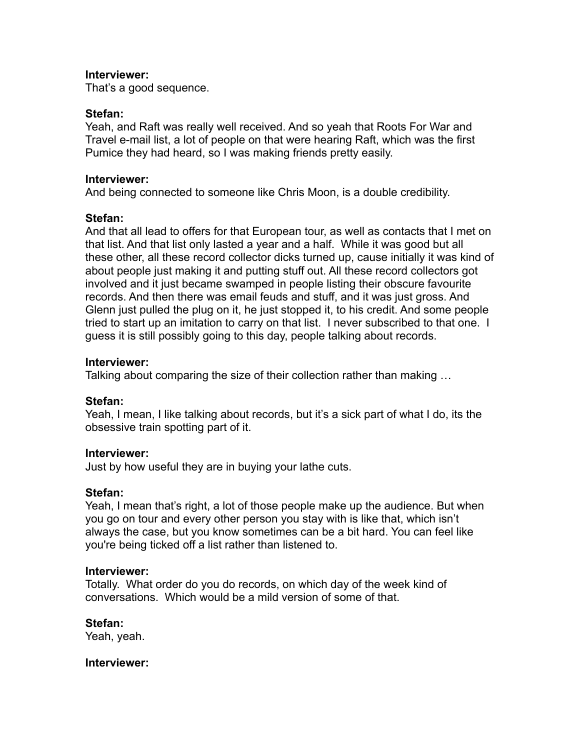**Interviewer:**
That's a good sequence.

**Stefan:**
Yeah, and Raft was really well received. And so yeah that Roots For War and Travel e-mail list, a lot of people on that were hearing Raft, which was the first Pumice they had heard, so I was making friends pretty easily.

**Interviewer:**
And being connected to someone like Chris Moon, is a double credibility.

**Stefan:**
And that all lead to offers for that European tour, as well as contacts that I met on that list. And that list only lasted a year and a half. While it was good but all these other, all these record collector dicks turned up, cause initially it was kind of about people just making it and putting stuff out. All these record collectors got involved and it just became swamped in people listing their obscure favourite records. And then there was email feuds and stuff, and it was just gross. And Glenn just pulled the plug on it, he just stopped it, to his credit. And some people tried to start up an imitation to carry on that list. I never subscribed to that one. I guess it is still possibly going to this day, people talking about records.

**Interviewer:**
Talking about comparing the size of their collection rather than making …

**Stefan:**
Yeah, I mean, I like talking about records, but it's a sick part of what I do, its the obsessive train spotting part of it.

**Interviewer:**
Just by how useful they are in buying your lathe cuts.

**Stefan:**
Yeah, I mean that's right, a lot of those people make up the audience. But when you go on tour and every other person you stay with is like that, which isn't always the case, but you know sometimes can be a bit hard. You can feel like you're being ticked off a list rather than listened to.

**Interviewer:**
Totally. What order do you do records, on which day of the week kind of conversations. Which would be a mild version of some of that.

**Stefan:**
Yeah, yeah.

**Interviewer:**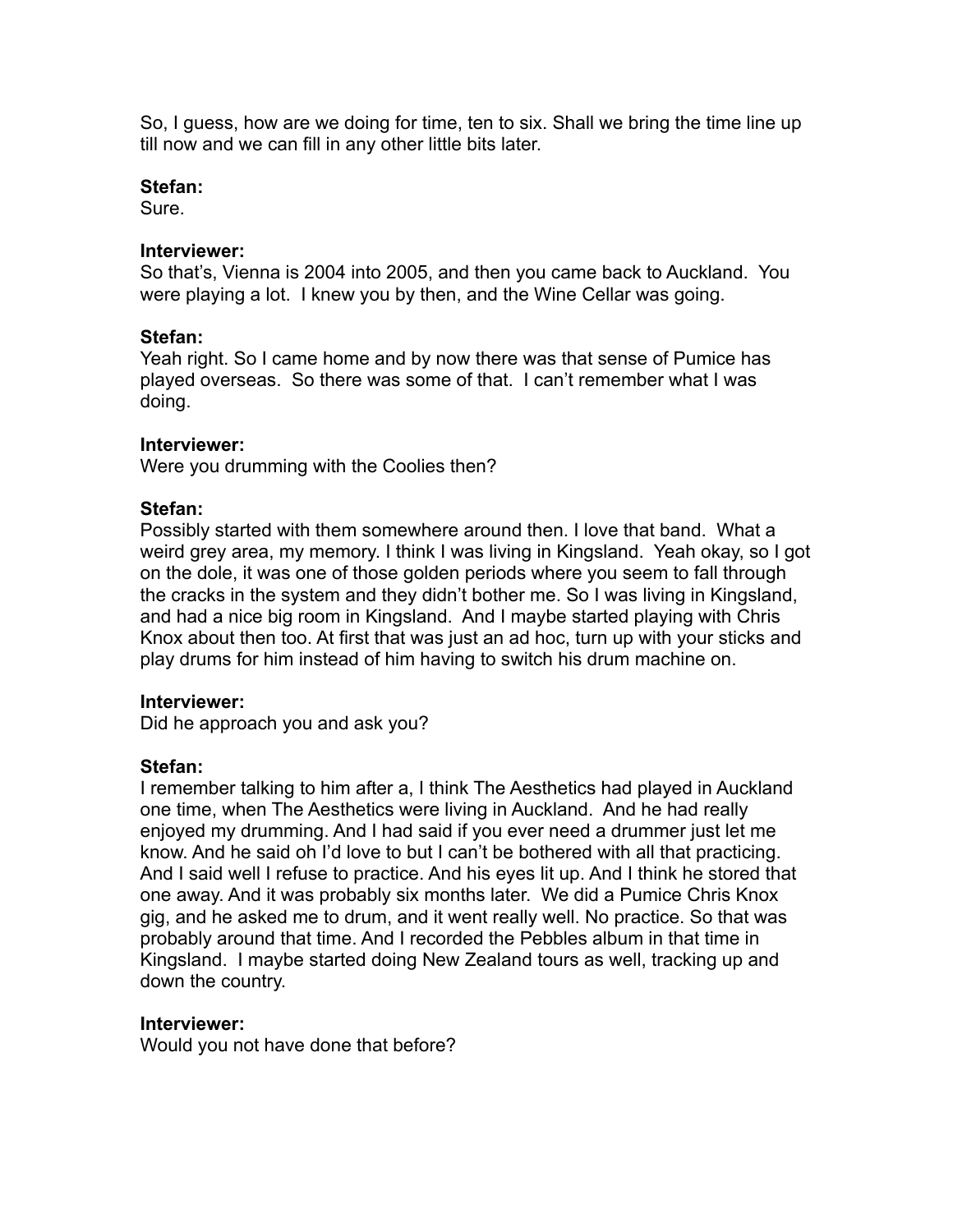So, I guess, how are we doing for time, ten to six. Shall we bring the time line up till now and we can fill in any other little bits later.

**Stefan:**
Sure.

**Interviewer:**
So that's, Vienna is 2004 into 2005, and then you came back to Auckland. You were playing a lot. I knew you by then, and the Wine Cellar was going.

**Stefan:**
Yeah right. So I came home and by now there was that sense of Pumice has played overseas. So there was some of that. I can't remember what I was doing.

**Interviewer:**
Were you drumming with the Coolies then?

**Stefan:**
Possibly started with them somewhere around then. I love that band. What a weird grey area, my memory. I think I was living in Kingsland. Yeah okay, so I got on the dole, it was one of those golden periods where you seem to fall through the cracks in the system and they didn't bother me. So I was living in Kingsland, and had a nice big room in Kingsland. And I maybe started playing with Chris Knox about then too. At first that was just an ad hoc, turn up with your sticks and play drums for him instead of him having to switch his drum machine on.

**Interviewer:**
Did he approach you and ask you?

**Stefan:**
I remember talking to him after a, I think The Aesthetics had played in Auckland one time, when The Aesthetics were living in Auckland. And he had really enjoyed my drumming. And I had said if you ever need a drummer just let me know. And he said oh I'd love to but I can't be bothered with all that practicing. And I said well I refuse to practice. And his eyes lit up. And I think he stored that one away. And it was probably six months later. We did a Pumice Chris Knox gig, and he asked me to drum, and it went really well. No practice. So that was probably around that time. And I recorded the Pebbles album in that time in Kingsland. I maybe started doing New Zealand tours as well, tracking up and down the country.

**Interviewer:**
Would you not have done that before?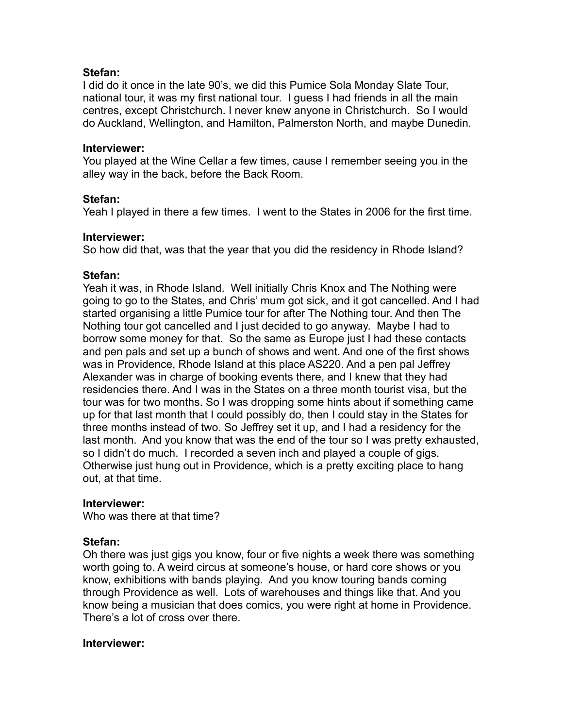**Stefan:**
I did do it once in the late 90's, we did this Pumice Sola Monday Slate Tour, national tour, it was my first national tour. I guess I had friends in all the main centres, except Christchurch. I never knew anyone in Christchurch. So I would do Auckland, Wellington, and Hamilton, Palmerston North, and maybe Dunedin.

**Interviewer:**
You played at the Wine Cellar a few times, cause I remember seeing you in the alley way in the back, before the Back Room.

**Stefan:**
Yeah I played in there a few times. I went to the States in 2006 for the first time.

**Interviewer:**
So how did that, was that the year that you did the residency in Rhode Island?

**Stefan:**
Yeah it was, in Rhode Island. Well initially Chris Knox and The Nothing were going to go to the States, and Chris' mum got sick, and it got cancelled. And I had started organising a little Pumice tour for after The Nothing tour. And then The Nothing tour got cancelled and I just decided to go anyway. Maybe I had to borrow some money for that. So the same as Europe just I had these contacts and pen pals and set up a bunch of shows and went. And one of the first shows was in Providence, Rhode Island at this place AS220. And a pen pal Jeffrey Alexander was in charge of booking events there, and I knew that they had residencies there. And I was in the States on a three month tourist visa, but the tour was for two months. So I was dropping some hints about if something came up for that last month that I could possibly do, then I could stay in the States for three months instead of two. So Jeffrey set it up, and I had a residency for the last month. And you know that was the end of the tour so I was pretty exhausted, so I didn't do much. I recorded a seven inch and played a couple of gigs. Otherwise just hung out in Providence, which is a pretty exciting place to hang out, at that time.

**Interviewer:**
Who was there at that time?

**Stefan:**
Oh there was just gigs you know, four or five nights a week there was something worth going to. A weird circus at someone's house, or hard core shows or you know, exhibitions with bands playing. And you know touring bands coming through Providence as well. Lots of warehouses and things like that. And you know being a musician that does comics, you were right at home in Providence. There's a lot of cross over there.

**Interviewer:**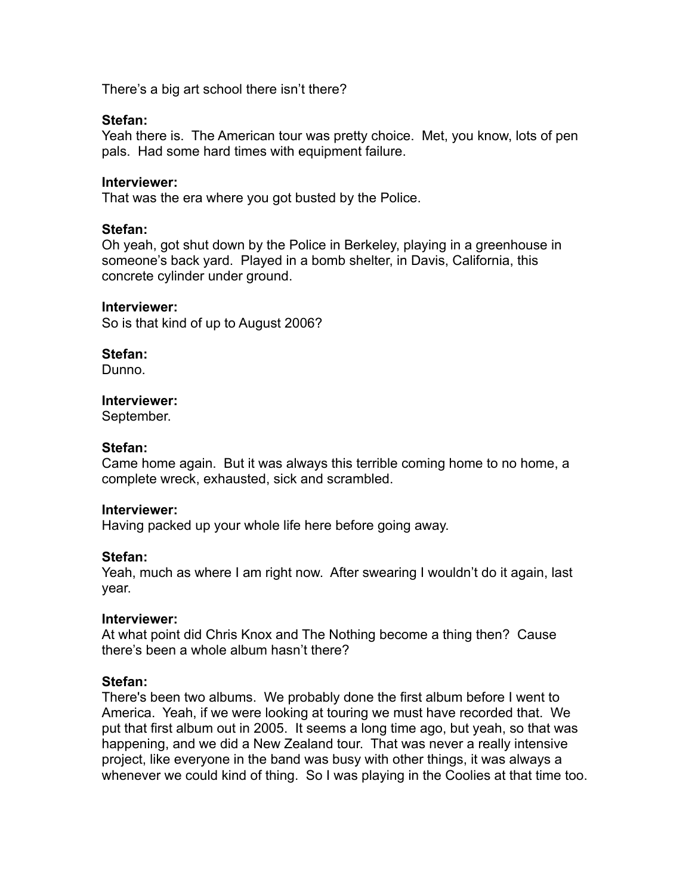There's a big art school there isn't there?

**Stefan:**
Yeah there is. The American tour was pretty choice. Met, you know, lots of pen pals. Had some hard times with equipment failure.

**Interviewer:**
That was the era where you got busted by the Police.

**Stefan:**
Oh yeah, got shut down by the Police in Berkeley, playing in a greenhouse in someone's back yard. Played in a bomb shelter, in Davis, California, this concrete cylinder under ground.

**Interviewer:**
So is that kind of up to August 2006?

**Stefan:**
Dunno.

**Interviewer:**
September.

**Stefan:**
Came home again. But it was always this terrible coming home to no home, a complete wreck, exhausted, sick and scrambled.

**Interviewer:**
Having packed up your whole life here before going away.

**Stefan:**
Yeah, much as where I am right now. After swearing I wouldn't do it again, last year.

**Interviewer:**
At what point did Chris Knox and The Nothing become a thing then? Cause there's been a whole album hasn't there?

**Stefan:**
There's been two albums. We probably done the first album before I went to America. Yeah, if we were looking at touring we must have recorded that. We put that first album out in 2005. It seems a long time ago, but yeah, so that was happening, and we did a New Zealand tour. That was never a really intensive project, like everyone in the band was busy with other things, it was always a whenever we could kind of thing. So I was playing in the Coolies at that time too.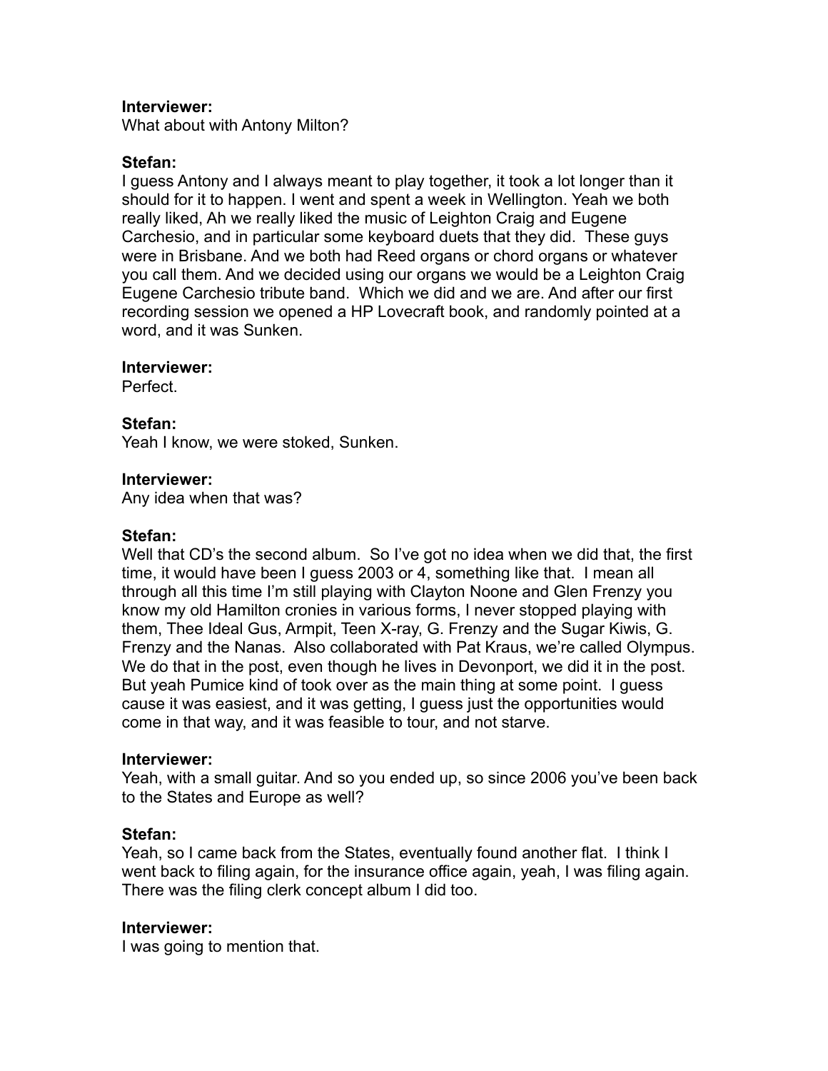**Interviewer:**
What about with Antony Milton?

**Stefan:**
I guess Antony and I always meant to play together, it took a lot longer than it should for it to happen. I went and spent a week in Wellington. Yeah we both really liked, Ah we really liked the music of Leighton Craig and Eugene Carchesio, and in particular some keyboard duets that they did. These guys were in Brisbane. And we both had Reed organs or chord organs or whatever you call them. And we decided using our organs we would be a Leighton Craig Eugene Carchesio tribute band. Which we did and we are. And after our first recording session we opened a HP Lovecraft book, and randomly pointed at a word, and it was Sunken.

**Interviewer:**
Perfect.

**Stefan:**
Yeah I know, we were stoked, Sunken.

**Interviewer:**
Any idea when that was?

**Stefan:**
Well that CD's the second album. So I've got no idea when we did that, the first time, it would have been I guess 2003 or 4, something like that. I mean all through all this time I'm still playing with Clayton Noone and Glen Frenzy you know my old Hamilton cronies in various forms, I never stopped playing with them, Thee Ideal Gus, Armpit, Teen X-ray, G. Frenzy and the Sugar Kiwis, G. Frenzy and the Nanas. Also collaborated with Pat Kraus, we're called Olympus. We do that in the post, even though he lives in Devonport, we did it in the post. But yeah Pumice kind of took over as the main thing at some point. I guess cause it was easiest, and it was getting, I guess just the opportunities would come in that way, and it was feasible to tour, and not starve.

**Interviewer:**
Yeah, with a small guitar. And so you ended up, so since 2006 you've been back to the States and Europe as well?

**Stefan:**
Yeah, so I came back from the States, eventually found another flat. I think I went back to filing again, for the insurance office again, yeah, I was filing again. There was the filing clerk concept album I did too.

**Interviewer:**
I was going to mention that.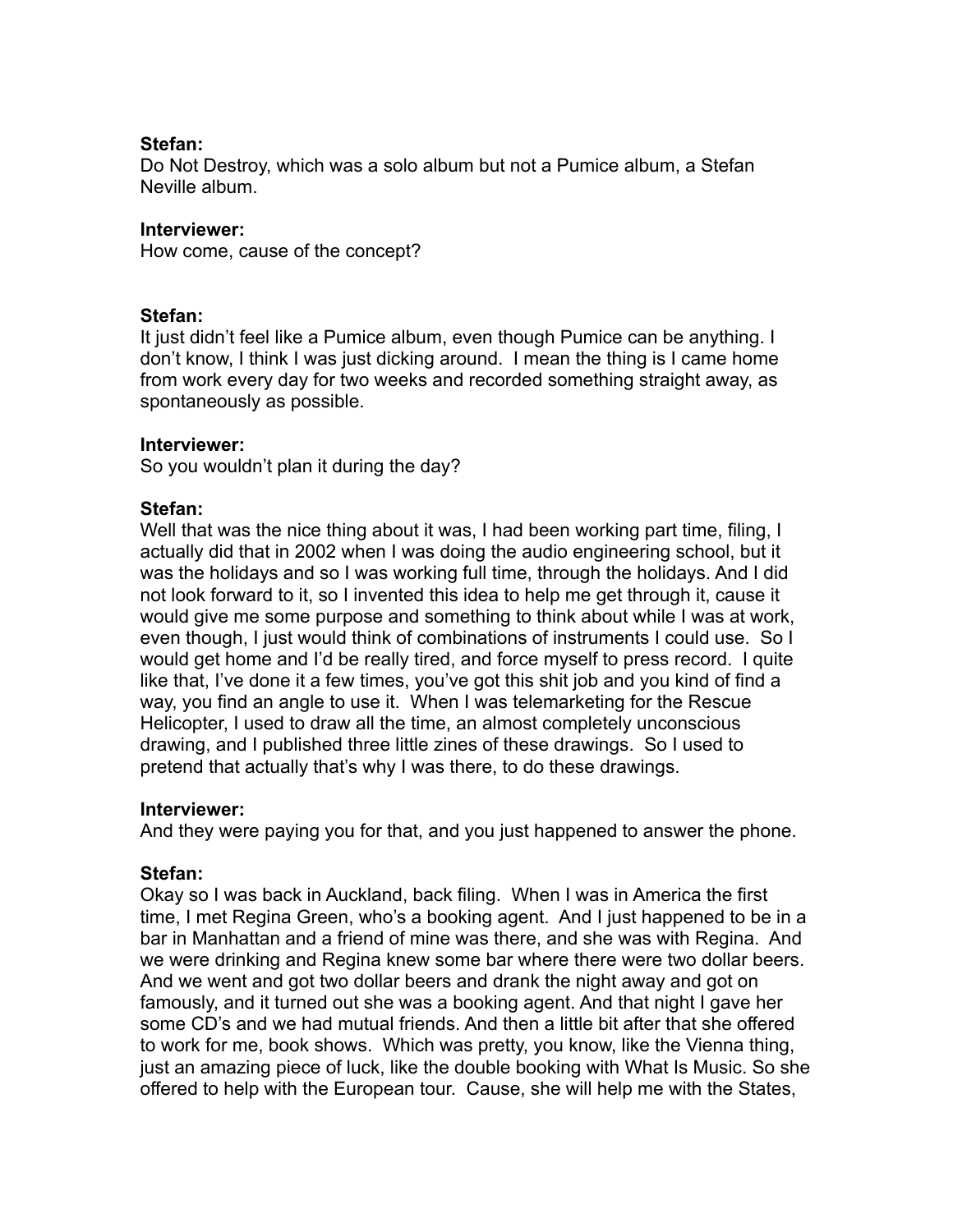**Stefan:**
Do Not Destroy, which was a solo album but not a Pumice album, a Stefan Neville album.

**Interviewer:**
How come, cause of the concept?

**Stefan:**
It just didn't feel like a Pumice album, even though Pumice can be anything. I don't know, I think I was just dicking around. I mean the thing is I came home from work every day for two weeks and recorded something straight away, as spontaneously as possible.

**Interviewer:**
So you wouldn't plan it during the day?

**Stefan:**
Well that was the nice thing about it was, I had been working part time, filing, I actually did that in 2002 when I was doing the audio engineering school, but it was the holidays and so I was working full time, through the holidays. And I did not look forward to it, so I invented this idea to help me get through it, cause it would give me some purpose and something to think about while I was at work, even though, I just would think of combinations of instruments I could use. So I would get home and I'd be really tired, and force myself to press record. I quite like that, I've done it a few times, you've got this shit job and you kind of find a way, you find an angle to use it. When I was telemarketing for the Rescue Helicopter, I used to draw all the time, an almost completely unconscious drawing, and I published three little zines of these drawings. So I used to pretend that actually that's why I was there, to do these drawings.

**Interviewer:**
And they were paying you for that, and you just happened to answer the phone.

**Stefan:**
Okay so I was back in Auckland, back filing. When I was in America the first time, I met Regina Green, who's a booking agent. And I just happened to be in a bar in Manhattan and a friend of mine was there, and she was with Regina. And we were drinking and Regina knew some bar where there were two dollar beers. And we went and got two dollar beers and drank the night away and got on famously, and it turned out she was a booking agent. And that night I gave her some CD's and we had mutual friends. And then a little bit after that she offered to work for me, book shows. Which was pretty, you know, like the Vienna thing, just an amazing piece of luck, like the double booking with What Is Music. So she offered to help with the European tour. Cause, she will help me with the States,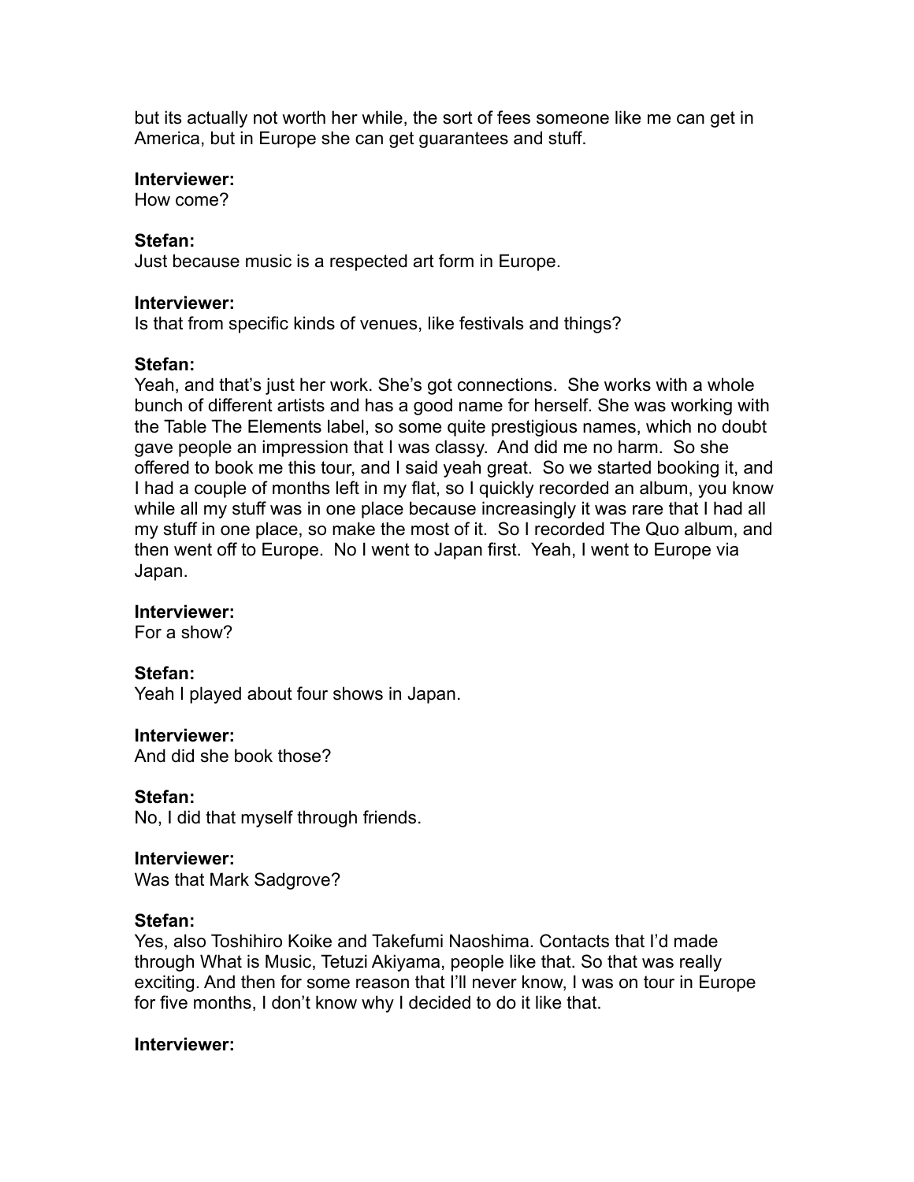but its actually not worth her while, the sort of fees someone like me can get in America, but in Europe she can get guarantees and stuff.

**Interviewer:**
How come?

**Stefan:**
Just because music is a respected art form in Europe.

**Interviewer:**
Is that from specific kinds of venues, like festivals and things?

**Stefan:**
Yeah, and that's just her work. She's got connections. She works with a whole bunch of different artists and has a good name for herself. She was working with the Table The Elements label, so some quite prestigious names, which no doubt gave people an impression that I was classy. And did me no harm. So she offered to book me this tour, and I said yeah great. So we started booking it, and I had a couple of months left in my flat, so I quickly recorded an album, you know while all my stuff was in one place because increasingly it was rare that I had all my stuff in one place, so make the most of it. So I recorded The Quo album, and then went off to Europe. No I went to Japan first. Yeah, I went to Europe via Japan.

**Interviewer:**
For a show?

**Stefan:**
Yeah I played about four shows in Japan.

**Interviewer:**
And did she book those?

**Stefan:**
No, I did that myself through friends.

**Interviewer:**
Was that Mark Sadgrove?

**Stefan:**
Yes, also Toshihiro Koike and Takefumi Naoshima. Contacts that I'd made through What is Music, Tetuzi Akiyama, people like that. So that was really exciting. And then for some reason that I'll never know, I was on tour in Europe for five months, I don't know why I decided to do it like that.

**Interviewer:**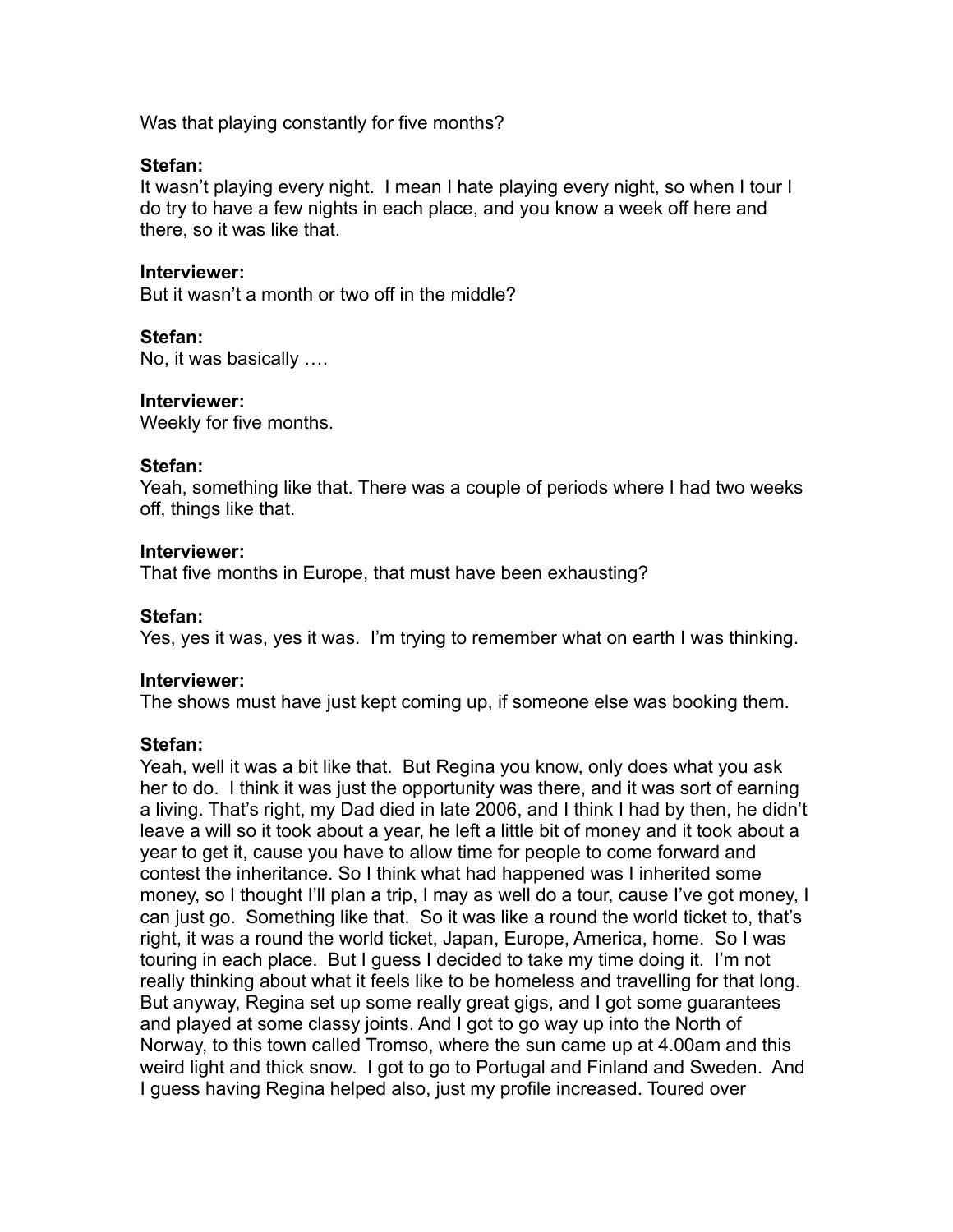Was that playing constantly for five months?

**Stefan:**
It wasn't playing every night. I mean I hate playing every night, so when I tour I do try to have a few nights in each place, and you know a week off here and there, so it was like that.

**Interviewer:**
But it wasn't a month or two off in the middle?

**Stefan:**
No, it was basically ….

**Interviewer:**
Weekly for five months.

**Stefan:**
Yeah, something like that. There was a couple of periods where I had two weeks off, things like that.

**Interviewer:**
That five months in Europe, that must have been exhausting?

**Stefan:**
Yes, yes it was, yes it was. I'm trying to remember what on earth I was thinking.

**Interviewer:**
The shows must have just kept coming up, if someone else was booking them.

**Stefan:**
Yeah, well it was a bit like that. But Regina you know, only does what you ask her to do. I think it was just the opportunity was there, and it was sort of earning a living. That's right, my Dad died in late 2006, and I think I had by then, he didn't leave a will so it took about a year, he left a little bit of money and it took about a year to get it, cause you have to allow time for people to come forward and contest the inheritance. So I think what had happened was I inherited some money, so I thought I'll plan a trip, I may as well do a tour, cause I've got money, I can just go. Something like that. So it was like a round the world ticket to, that's right, it was a round the world ticket, Japan, Europe, America, home. So I was touring in each place. But I guess I decided to take my time doing it. I'm not really thinking about what it feels like to be homeless and travelling for that long. But anyway, Regina set up some really great gigs, and I got some guarantees and played at some classy joints. And I got to go way up into the North of Norway, to this town called Tromso, where the sun came up at 4.00am and this weird light and thick snow. I got to go to Portugal and Finland and Sweden. And I guess having Regina helped also, just my profile increased. Toured over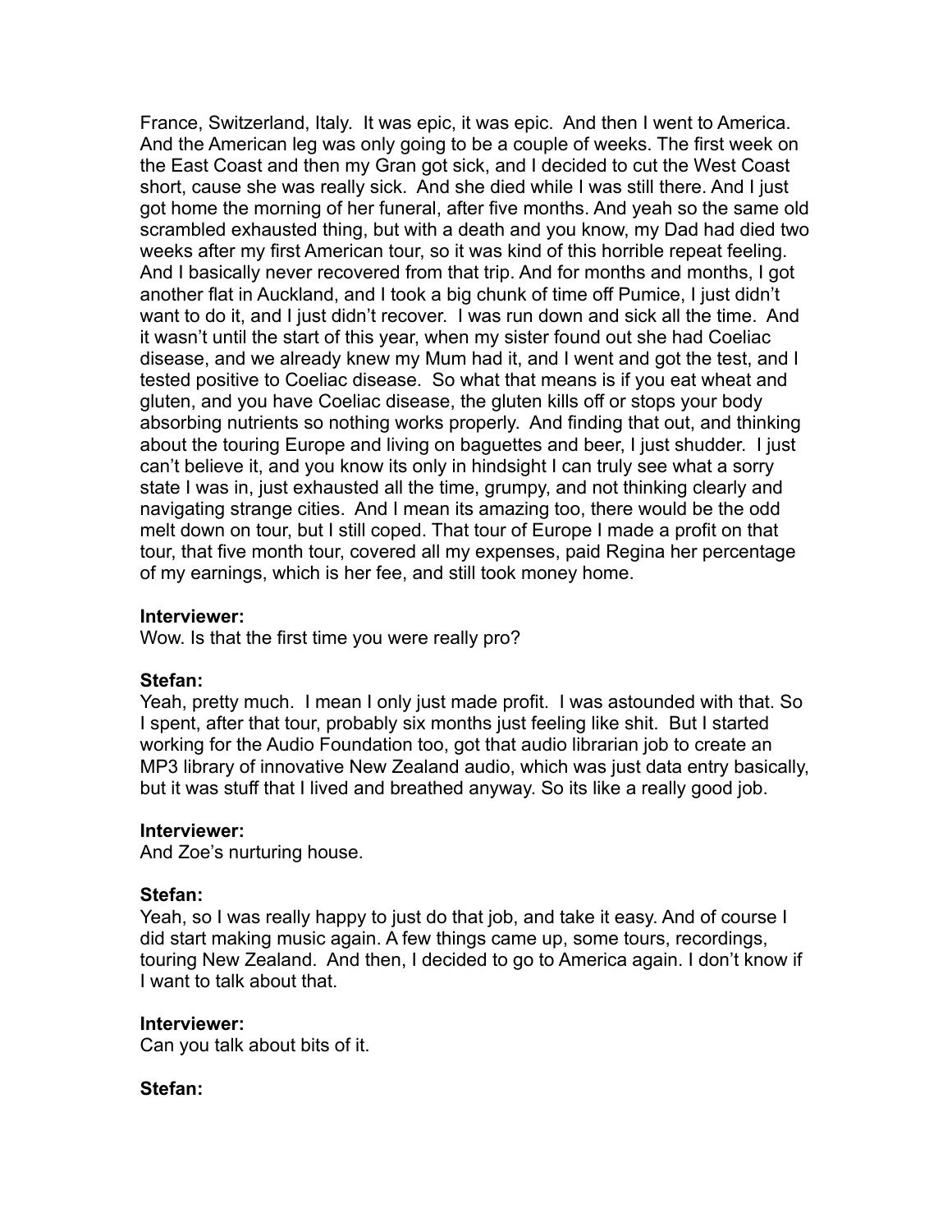France, Switzerland, Italy. It was epic, it was epic. And then I went to America. And the American leg was only going to be a couple of weeks. The first week on the East Coast and then my Gran got sick, and I decided to cut the West Coast short, cause she was really sick. And she died while I was still there. And I just got home the morning of her funeral, after five months. And yeah so the same old scrambled exhausted thing, but with a death and you know, my Dad had died two weeks after my first American tour, so it was kind of this horrible repeat feeling. And I basically never recovered from that trip. And for months and months, I got another flat in Auckland, and I took a big chunk of time off Pumice, I just didn't want to do it, and I just didn't recover. I was run down and sick all the time. And it wasn't until the start of this year, when my sister found out she had Coeliac disease, and we already knew my Mum had it, and I went and got the test, and I tested positive to Coeliac disease. So what that means is if you eat wheat and gluten, and you have Coeliac disease, the gluten kills off or stops your body absorbing nutrients so nothing works properly. And finding that out, and thinking about the touring Europe and living on baguettes and beer, I just shudder. I just can't believe it, and you know its only in hindsight I can truly see what a sorry state I was in, just exhausted all the time, grumpy, and not thinking clearly and navigating strange cities. And I mean its amazing too, there would be the odd melt down on tour, but I still coped. That tour of Europe I made a profit on that tour, that five month tour, covered all my expenses, paid Regina her percentage of my earnings, which is her fee, and still took money home.

**Interviewer:**
Wow. Is that the first time you were really pro?

**Stefan:**
Yeah, pretty much. I mean I only just made profit. I was astounded with that. So I spent, after that tour, probably six months just feeling like shit. But I started working for the Audio Foundation too, got that audio librarian job to create an MP3 library of innovative New Zealand audio, which was just data entry basically, but it was stuff that I lived and breathed anyway. So its like a really good job.

**Interviewer:**
And Zoe's nurturing house.

**Stefan:**
Yeah, so I was really happy to just do that job, and take it easy. And of course I did start making music again. A few things came up, some tours, recordings, touring New Zealand. And then, I decided to go to America again. I don't know if I want to talk about that.

**Interviewer:**
Can you talk about bits of it.

**Stefan:**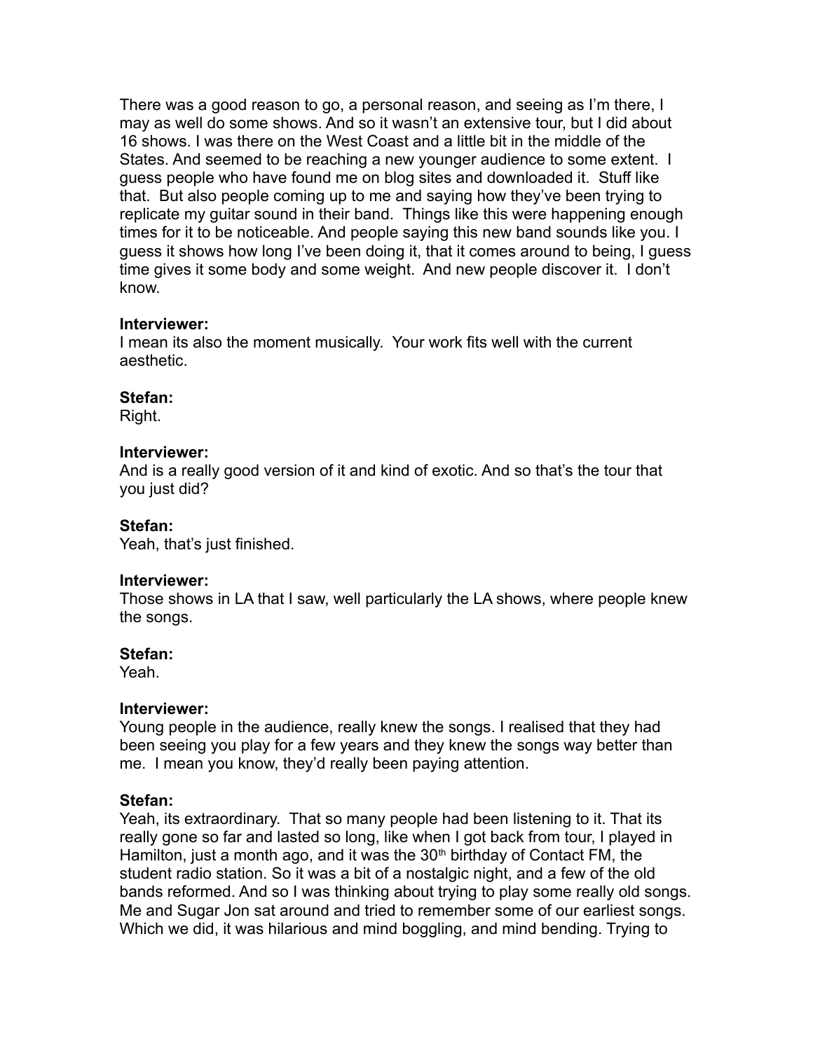There was a good reason to go, a personal reason, and seeing as I'm there, I may as well do some shows. And so it wasn't an extensive tour, but I did about 16 shows. I was there on the West Coast and a little bit in the middle of the States. And seemed to be reaching a new younger audience to some extent. I guess people who have found me on blog sites and downloaded it. Stuff like that. But also people coming up to me and saying how they've been trying to replicate my guitar sound in their band. Things like this were happening enough times for it to be noticeable. And people saying this new band sounds like you. I guess it shows how long I've been doing it, that it comes around to being, I guess time gives it some body and some weight. And new people discover it. I don't know.

**Interviewer:**
I mean its also the moment musically. Your work fits well with the current aesthetic.

**Stefan:**
Right.

**Interviewer:**
And is a really good version of it and kind of exotic. And so that's the tour that you just did?

**Stefan:**
Yeah, that's just finished.

**Interviewer:**
Those shows in LA that I saw, well particularly the LA shows, where people knew the songs.

**Stefan:**
Yeah.

**Interviewer:**
Young people in the audience, really knew the songs. I realised that they had been seeing you play for a few years and they knew the songs way better than me. I mean you know, they'd really been paying attention.

**Stefan:**
Yeah, its extraordinary. That so many people had been listening to it. That its really gone so far and lasted so long, like when I got back from tour, I played in Hamilton, just a month ago, and it was the 30th birthday of Contact FM, the student radio station. So it was a bit of a nostalgic night, and a few of the old bands reformed. And so I was thinking about trying to play some really old songs. Me and Sugar Jon sat around and tried to remember some of our earliest songs. Which we did, it was hilarious and mind boggling, and mind bending. Trying to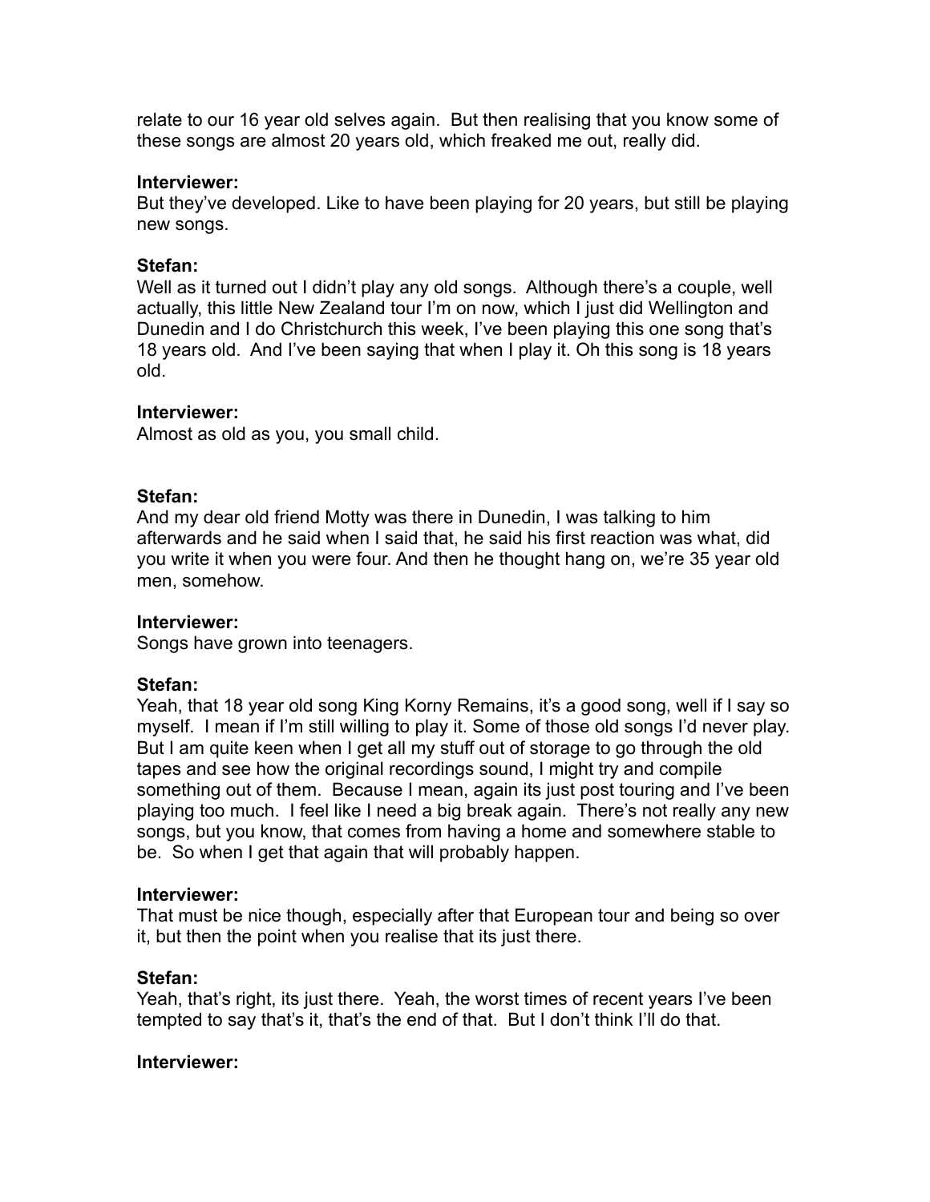relate to our 16 year old selves again. But then realising that you know some of these songs are almost 20 years old, which freaked me out, really did.

**Interviewer:**
But they've developed. Like to have been playing for 20 years, but still be playing new songs.

**Stefan:**
Well as it turned out I didn't play any old songs. Although there's a couple, well actually, this little New Zealand tour I'm on now, which I just did Wellington and Dunedin and I do Christchurch this week, I've been playing this one song that's 18 years old. And I've been saying that when I play it. Oh this song is 18 years old.

**Interviewer:**
Almost as old as you, you small child.

**Stefan:**
And my dear old friend Motty was there in Dunedin, I was talking to him afterwards and he said when I said that, he said his first reaction was what, did you write it when you were four. And then he thought hang on, we're 35 year old men, somehow.

**Interviewer:**
Songs have grown into teenagers.

**Stefan:**
Yeah, that 18 year old song King Korny Remains, it's a good song, well if I say so myself. I mean if I'm still willing to play it. Some of those old songs I'd never play. But I am quite keen when I get all my stuff out of storage to go through the old tapes and see how the original recordings sound, I might try and compile something out of them. Because I mean, again its just post touring and I've been playing too much. I feel like I need a big break again. There's not really any new songs, but you know, that comes from having a home and somewhere stable to be. So when I get that again that will probably happen.

**Interviewer:**
That must be nice though, especially after that European tour and being so over it, but then the point when you realise that its just there.

**Stefan:**
Yeah, that's right, its just there. Yeah, the worst times of recent years I've been tempted to say that's it, that's the end of that. But I don't think I'll do that.

**Interviewer:**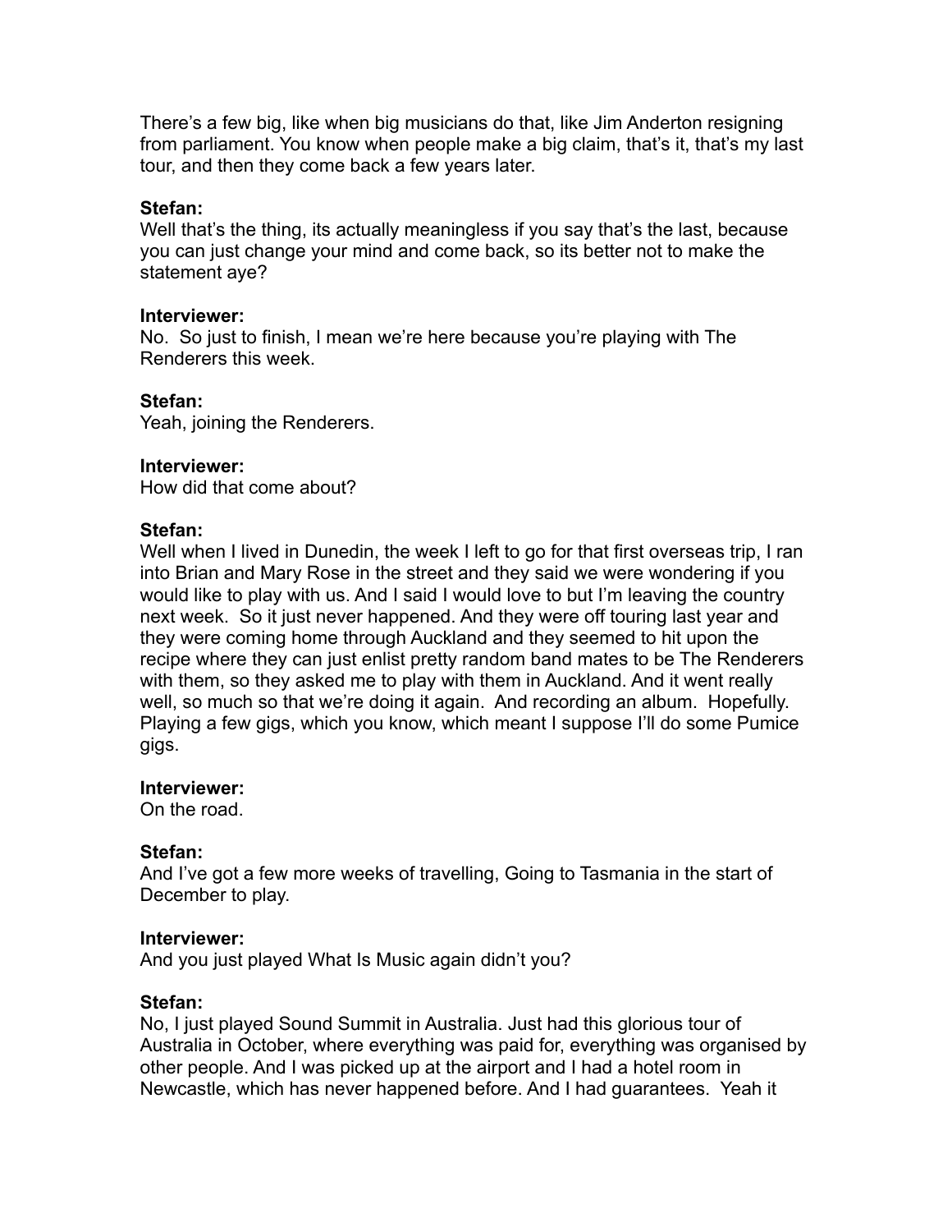There's a few big, like when big musicians do that, like Jim Anderton resigning from parliament. You know when people make a big claim, that's it, that's my last tour, and then they come back a few years later.

**Stefan:**
Well that's the thing, its actually meaningless if you say that's the last, because you can just change your mind and come back, so its better not to make the statement aye?

**Interviewer:**
No.  So just to finish, I mean we're here because you're playing with The Renderers this week.

**Stefan:**
Yeah, joining the Renderers.

**Interviewer:**
How did that come about?

**Stefan:**
Well when I lived in Dunedin, the week I left to go for that first overseas trip, I ran into Brian and Mary Rose in the street and they said we were wondering if you would like to play with us. And I said I would love to but I'm leaving the country next week.  So it just never happened. And they were off touring last year and they were coming home through Auckland and they seemed to hit upon the recipe where they can just enlist pretty random band mates to be The Renderers with them, so they asked me to play with them in Auckland. And it went really well, so much so that we're doing it again.  And recording an album.  Hopefully. Playing a few gigs, which you know, which meant I suppose I'll do some Pumice gigs.

**Interviewer:**
On the road.

**Stefan:**
And I've got a few more weeks of travelling, Going to Tasmania in the start of December to play.

**Interviewer:**
And you just played What Is Music again didn't you?

**Stefan:**
No, I just played Sound Summit in Australia. Just had this glorious tour of Australia in October, where everything was paid for, everything was organised by other people. And I was picked up at the airport and I had a hotel room in Newcastle, which has never happened before. And I had guarantees.  Yeah it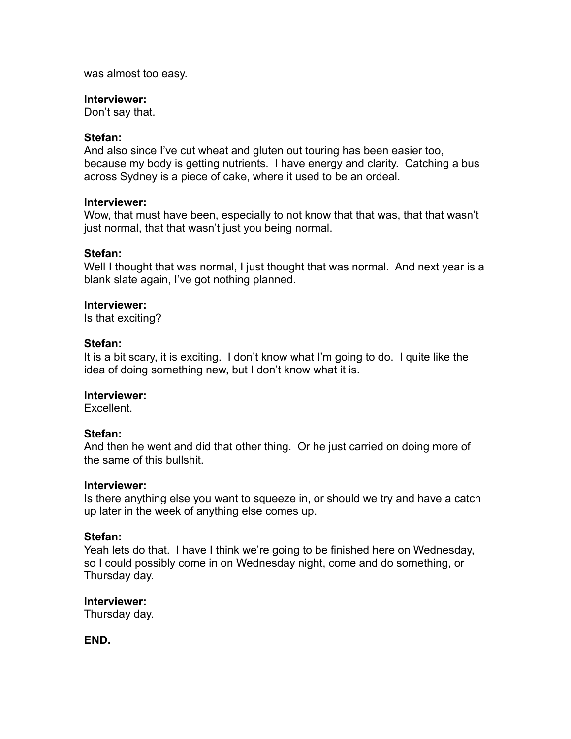was almost too easy.

**Interviewer:**
Don't say that.

**Stefan:**
And also since I've cut wheat and gluten out touring has been easier too, because my body is getting nutrients. I have energy and clarity. Catching a bus across Sydney is a piece of cake, where it used to be an ordeal.

**Interviewer:**
Wow, that must have been, especially to not know that that was, that that wasn't just normal, that that wasn't just you being normal.

**Stefan:**
Well I thought that was normal, I just thought that was normal. And next year is a blank slate again, I've got nothing planned.

**Interviewer:**
Is that exciting?

**Stefan:**
It is a bit scary, it is exciting. I don't know what I'm going to do. I quite like the idea of doing something new, but I don't know what it is.

**Interviewer:**
Excellent.

**Stefan:**
And then he went and did that other thing. Or he just carried on doing more of the same of this bullshit.

**Interviewer:**
Is there anything else you want to squeeze in, or should we try and have a catch up later in the week of anything else comes up.

**Stefan:**
Yeah lets do that. I have I think we're going to be finished here on Wednesday, so I could possibly come in on Wednesday night, come and do something, or Thursday day.

**Interviewer:**
Thursday day.

**END.**